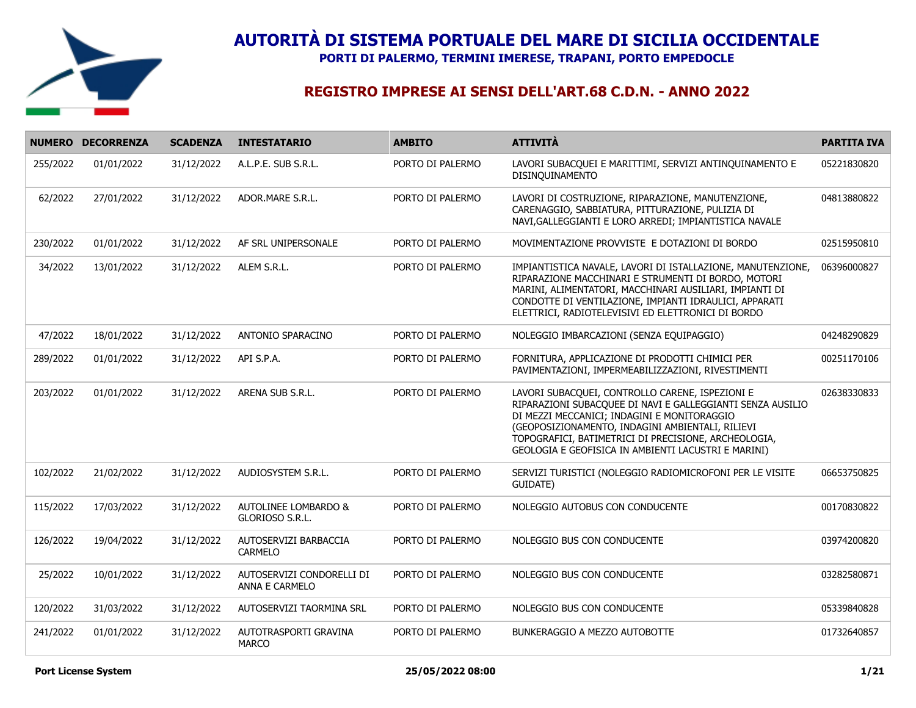# AUTORITÀ DI SISTEMA PORTUALE DEL MARE DI SICILIA OCCIDENTALE

**PORTI DI PALERMO, TERMINI IMERESE, TRAPANI, PORTO EMPEDOCLE**

## REGISTRO IMPRESE AI SENSI DELL'ART.68 C.D.N. - ANNO 2022

| NUMERO | DECORRENZA | SCADENZA | INTESTATARIO | AMBITO | ATTIVITÀ | PARTITA IVA |
|---|---|---|---|---|---|---|
| 255/2022 | 01/01/2022 | 31/12/2022 | A.L.P.E. SUB S.R.L. | PORTO DI PALERMO | LAVORI SUBACQUEI E MARITTIMI, SERVIZI ANTINQUINAMENTO E DISINQUINAMENTO | 05221830820 |
| 62/2022 | 27/01/2022 | 31/12/2022 | ADOR.MARE S.R.L. | PORTO DI PALERMO | LAVORI DI COSTRUZIONE, RIPARAZIONE, MANUTENZIONE, CARENAGGIO, SABBIATURA, PITTURAZIONE, PULIZIA DI NAVI,GALLEGGIANTI E LORO ARREDI; IMPIANTISTICA NAVALE | 04813880822 |
| 230/2022 | 01/01/2022 | 31/12/2022 | AF SRL UNIPERSONALE | PORTO DI PALERMO | MOVIMENTAZIONE PROVVISTE E DOTAZIONI DI BORDO | 02515950810 |
| 34/2022 | 13/01/2022 | 31/12/2022 | ALEM S.R.L. | PORTO DI PALERMO | IMPIANTISTICA NAVALE, LAVORI DI ISTALLAZIONE, MANUTENZIONE, RIPARAZIONE MACCHINARI E STRUMENTI DI BORDO, MOTORI MARINI, ALIMENTATORI, MACCHINARI AUSILIARI, IMPIANTI DI CONDOTTE DI VENTILAZIONE, IMPIANTI IDRAULICI, APPARATI ELETTRICI, RADIOTELEVISIVI ED ELETTRONICI DI BORDO | 06396000827 |
| 47/2022 | 18/01/2022 | 31/12/2022 | ANTONIO SPARACINO | PORTO DI PALERMO | NOLEGGIO IMBARCAZIONI (SENZA EQUIPAGGIO) | 04248290829 |
| 289/2022 | 01/01/2022 | 31/12/2022 | API S.P.A. | PORTO DI PALERMO | FORNITURA, APPLICAZIONE DI PRODOTTI CHIMICI PER PAVIMENTAZIONI, IMPERMEABILIZZAZIONI, RIVESTIMENTI | 00251170106 |
| 203/2022 | 01/01/2022 | 31/12/2022 | ARENA SUB S.R.L. | PORTO DI PALERMO | LAVORI SUBACQUEI, CONTROLLO CARENE, ISPEZIONI E RIPARAZIONI SUBACQUEE DI NAVI E GALLEGGIANTI SENZA AUSILIO DI MEZZI MECCANICI; INDAGINI E MONITORAGGIO (GEOPOSIZIONAMENTO, INDAGINI AMBIENTALI, RILIEVI TOPOGRAFICI, BATIMETRICI DI PRECISIONE, ARCHEOLOGIA, GEOLOGIA E GEOFISICA IN AMBIENTI LACUSTRI E MARINI) | 02638330833 |
| 102/2022 | 21/02/2022 | 31/12/2022 | AUDIOSYSTEM S.R.L. | PORTO DI PALERMO | SERVIZI TURISTICI (NOLEGGIO RADIOMICROFONI PER LE VISITE GUIDATE) | 06653750825 |
| 115/2022 | 17/03/2022 | 31/12/2022 | AUTOLINEE LOMBARDO & GLORIOSO S.R.L. | PORTO DI PALERMO | NOLEGGIO AUTOBUS CON CONDUCENTE | 00170830822 |
| 126/2022 | 19/04/2022 | 31/12/2022 | AUTOSERVIZI BARBACCIA CARMELO | PORTO DI PALERMO | NOLEGGIO BUS CON CONDUCENTE | 03974200820 |
| 25/2022 | 10/01/2022 | 31/12/2022 | AUTOSERVIZI CONDORELLI DI ANNA E CARMELO | PORTO DI PALERMO | NOLEGGIO BUS CON CONDUCENTE | 03282580871 |
| 120/2022 | 31/03/2022 | 31/12/2022 | AUTOSERVIZI TAORMINA SRL | PORTO DI PALERMO | NOLEGGIO BUS CON CONDUCENTE | 05339840828 |
| 241/2022 | 01/01/2022 | 31/12/2022 | AUTOTRASPORTI GRAVINA MARCO | PORTO DI PALERMO | BUNKERAGGIO A MEZZO AUTOBOTTE | 01732640857 |

**Port License System** **25/05/2022 08:00**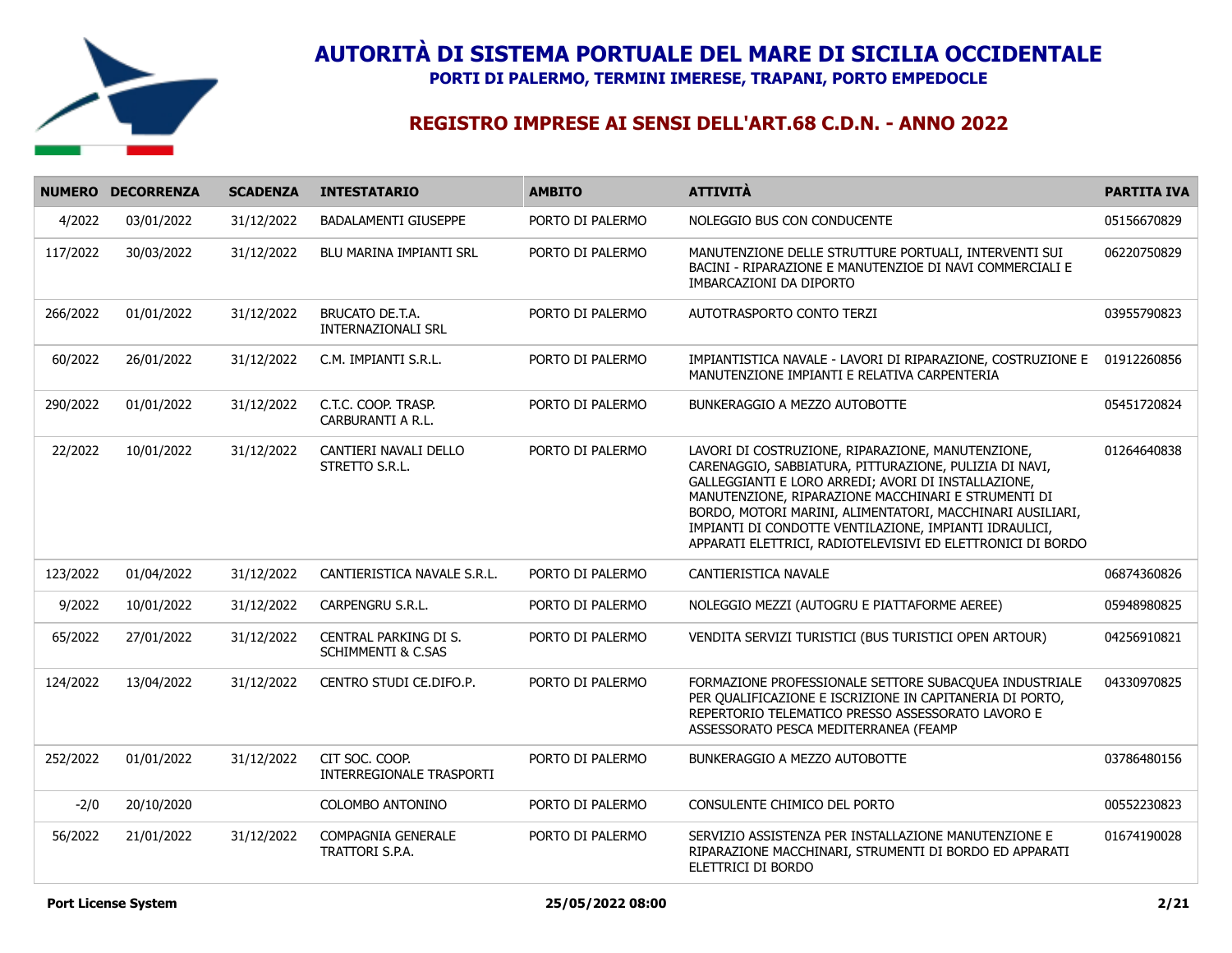# AUTORITÀ DI SISTEMA PORTUALE DEL MARE DI SICILIA OCCIDENTALE

**PORTI DI PALERMO, TERMINI IMERESE, TRAPANI, PORTO EMPEDOCLE**

## REGISTRO IMPRESE AI SENSI DELL'ART.68 C.D.N. - ANNO 2022

| NUMERO | DECORRENZA | SCADENZA | INTESTATARIO | AMBITO | ATTIVITÀ | PARTITA IVA |
|---|---|---|---|---|---|---|
| 4/2022 | 03/01/2022 | 31/12/2022 | BADALAMENTI GIUSEPPE | PORTO DI PALERMO | NOLEGGIO BUS CON CONDUCENTE | 05156670829 |
| 117/2022 | 30/03/2022 | 31/12/2022 | BLU MARINA IMPIANTI SRL | PORTO DI PALERMO | MANUTENZIONE DELLE STRUTTURE PORTUALI, INTERVENTI SUI BACINI - RIPARAZIONE E MANUTENZIOE DI NAVI COMMERCIALI E IMBARCAZIONI DA DIPORTO | 06220750829 |
| 266/2022 | 01/01/2022 | 31/12/2022 | BRUCATO DE.T.A. INTERNAZIONALI SRL | PORTO DI PALERMO | AUTOTRASPORTO CONTO TERZI | 03955790823 |
| 60/2022 | 26/01/2022 | 31/12/2022 | C.M. IMPIANTI S.R.L. | PORTO DI PALERMO | IMPIANTISTICA NAVALE - LAVORI DI RIPARAZIONE, COSTRUZIONE E MANUTENZIONE IMPIANTI E RELATIVA CARPENTERIA | 01912260856 |
| 290/2022 | 01/01/2022 | 31/12/2022 | C.T.C. COOP. TRASP. CARBURANTI A R.L. | PORTO DI PALERMO | BUNKERAGGIO A MEZZO AUTOBOTTE | 05451720824 |
| 22/2022 | 10/01/2022 | 31/12/2022 | CANTIERI NAVALI DELLO STRETTO S.R.L. | PORTO DI PALERMO | LAVORI DI COSTRUZIONE, RIPARAZIONE, MANUTENZIONE, CARENAGGIO, SABBIATURA, PITTURAZIONE, PULIZIA DI NAVI, GALLEGGIANTI E LORO ARREDI; AVORI DI INSTALLAZIONE, MANUTENZIONE, RIPARAZIONE MACCHINARI E STRUMENTI DI BORDO, MOTORI MARINI, ALIMENTATORI, MACCHINARI AUSILIARI, IMPIANTI DI CONDOTTE VENTILAZIONE, IMPIANTI IDRAULICI, APPARATI ELETTRICI, RADIOTELEVISIVI ED ELETTRONICI DI BORDO | 01264640838 |
| 123/2022 | 01/04/2022 | 31/12/2022 | CANTIERISTICA NAVALE S.R.L. | PORTO DI PALERMO | CANTIERISTICA NAVALE | 06874360826 |
| 9/2022 | 10/01/2022 | 31/12/2022 | CARPENGRU S.R.L. | PORTO DI PALERMO | NOLEGGIO MEZZI (AUTOGRU E PIATTAFORME AEREE) | 05948980825 |
| 65/2022 | 27/01/2022 | 31/12/2022 | CENTRAL PARKING DI S. SCHIMMENTI & C.SAS | PORTO DI PALERMO | VENDITA SERVIZI TURISTICI (BUS TURISTICI OPEN ARTOUR) | 04256910821 |
| 124/2022 | 13/04/2022 | 31/12/2022 | CENTRO STUDI CE.DIFO.P. | PORTO DI PALERMO | FORMAZIONE PROFESSIONALE SETTORE SUBACQUEA INDUSTRIALE PER QUALIFICAZIONE E ISCRIZIONE IN CAPITANERIA DI PORTO, REPERTORIO TELEMATICO PRESSO ASSESSORATO LAVORO E ASSESSORATO PESCA MEDITERRANEA (FEAMP | 04330970825 |
| 252/2022 | 01/01/2022 | 31/12/2022 | CIT SOC. COOP. INTERREGIONALE TRASPORTI | PORTO DI PALERMO | BUNKERAGGIO A MEZZO AUTOBOTTE | 03786480156 |
| -2/0 | 20/10/2020 | | COLOMBO ANTONINO | PORTO DI PALERMO | CONSULENTE CHIMICO DEL PORTO | 00552230823 |
| 56/2022 | 21/01/2022 | 31/12/2022 | COMPAGNIA GENERALE TRATTORI S.P.A. | PORTO DI PALERMO | SERVIZIO ASSISTENZA PER INSTALLAZIONE MANUTENZIONE E RIPARAZIONE MACCHINARI, STRUMENTI DI BORDO ED APPARATI ELETTRICI DI BORDO | 01674190028 |

**Port License System** **25/05/2022 08:00**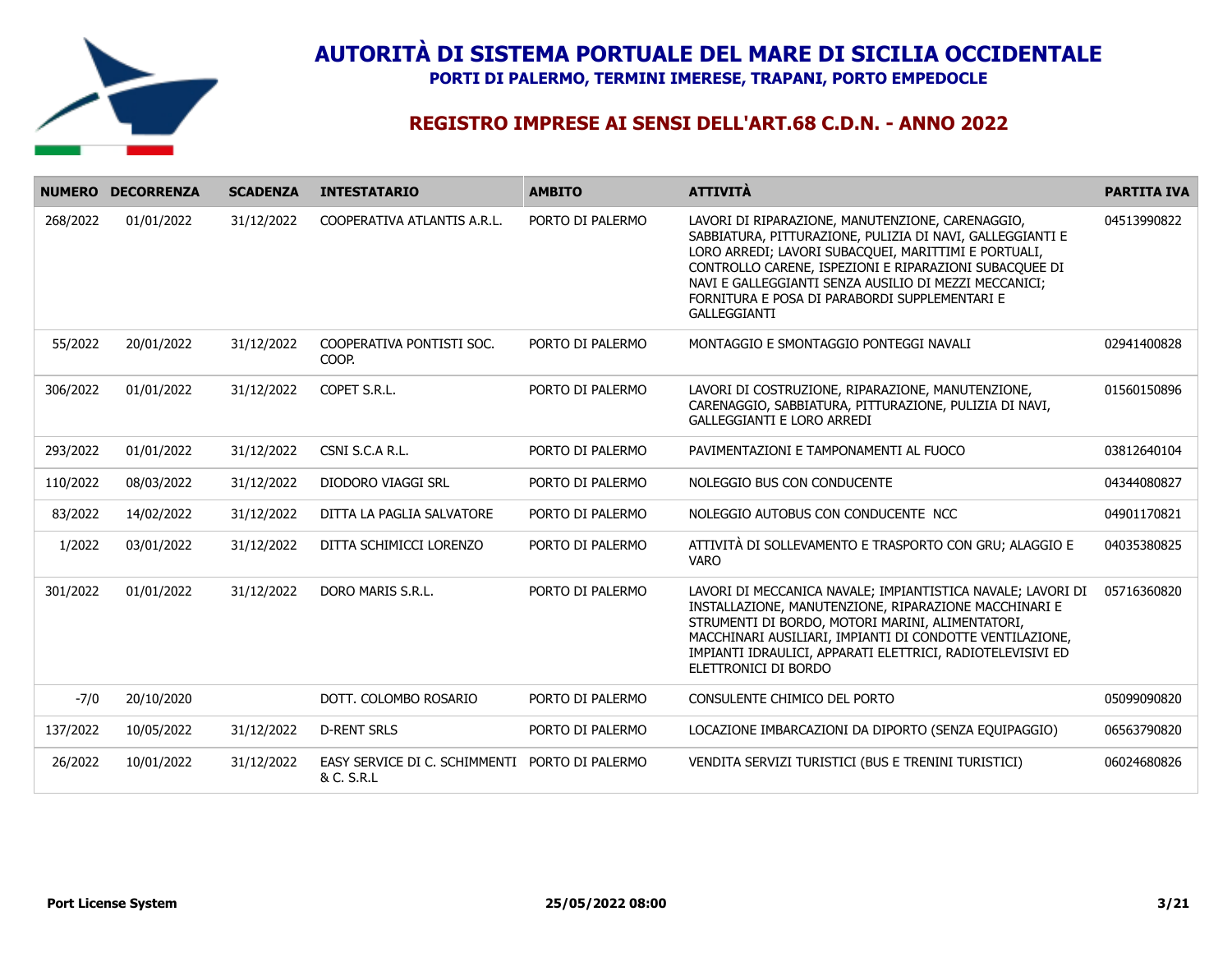# AUTORITÀ DI SISTEMA PORTUALE DEL MARE DI SICILIA OCCIDENTALE

**PORTI DI PALERMO, TERMINI IMERESE, TRAPANI, PORTO EMPEDOCLE**

## REGISTRO IMPRESE AI SENSI DELL'ART.68 C.D.N. - ANNO 2022

| NUMERO | DECORRENZA | SCADENZA | INTESTATARIO | AMBITO | ATTIVITÀ | PARTITA IVA |
|---|---|---|---|---|---|---|
| 268/2022 | 01/01/2022 | 31/12/2022 | COOPERATIVA ATLANTIS A.R.L. | PORTO DI PALERMO | LAVORI DI RIPARAZIONE, MANUTENZIONE, CARENAGGIO, SABBIATURA, PITTURAZIONE, PULIZIA DI NAVI, GALLEGGIANTI E LORO ARREDI; LAVORI SUBACQUEI, MARITTIMI E PORTUALI, CONTROLLO CARENE, ISPEZIONI E RIPARAZIONI SUBACQUEE DI NAVI E GALLEGGIANTI SENZA AUSILIO DI MEZZI MECCANICI; FORNITURA E POSA DI PARABORDI SUPPLEMENTARI E GALLEGGIANTI | 04513990822 |
| 55/2022 | 20/01/2022 | 31/12/2022 | COOPERATIVA PONTISTI SOC. COOP. | PORTO DI PALERMO | MONTAGGIO E SMONTAGGIO PONTEGGI NAVALI | 02941400828 |
| 306/2022 | 01/01/2022 | 31/12/2022 | COPET S.R.L. | PORTO DI PALERMO | LAVORI DI COSTRUZIONE, RIPARAZIONE, MANUTENZIONE, CARENAGGIO, SABBIATURA, PITTURAZIONE, PULIZIA DI NAVI, GALLEGGIANTI E LORO ARREDI | 01560150896 |
| 293/2022 | 01/01/2022 | 31/12/2022 | CSNI S.C.A R.L. | PORTO DI PALERMO | PAVIMENTAZIONI E TAMPONAMENTI AL FUOCO | 03812640104 |
| 110/2022 | 08/03/2022 | 31/12/2022 | DIODORO VIAGGI SRL | PORTO DI PALERMO | NOLEGGIO BUS CON CONDUCENTE | 04344080827 |
| 83/2022 | 14/02/2022 | 31/12/2022 | DITTA LA PAGLIA SALVATORE | PORTO DI PALERMO | NOLEGGIO AUTOBUS CON CONDUCENTE NCC | 04901170821 |
| 1/2022 | 03/01/2022 | 31/12/2022 | DITTA SCHIMICCI LORENZO | PORTO DI PALERMO | ATTIVITÀ DI SOLLEVAMENTO E TRASPORTO CON GRU; ALAGGIO E VARO | 04035380825 |
| 301/2022 | 01/01/2022 | 31/12/2022 | DORO MARIS S.R.L. | PORTO DI PALERMO | LAVORI DI MECCANICA NAVALE; IMPIANTISTICA NAVALE; LAVORI DI INSTALLAZIONE, MANUTENZIONE, RIPARAZIONE MACCHINARI E STRUMENTI DI BORDO, MOTORI MARINI, ALIMENTATORI, MACCHINARI AUSILIARI, IMPIANTI DI CONDOTTE VENTILAZIONE, IMPIANTI IDRAULICI, APPARATI ELETTRICI, RADIOTELEVISIVI ED ELETTRONICI DI BORDO | 05716360820 |
| -7/0 | 20/10/2020 | | DOTT. COLOMBO ROSARIO | PORTO DI PALERMO | CONSULENTE CHIMICO DEL PORTO | 05099090820 |
| 137/2022 | 10/05/2022 | 31/12/2022 | D-RENT SRLS | PORTO DI PALERMO | LOCAZIONE IMBARCAZIONI DA DIPORTO (SENZA EQUIPAGGIO) | 06563790820 |
| 26/2022 | 10/01/2022 | 31/12/2022 | EASY SERVICE DI C. SCHIMMENTI & C. S.R.L | PORTO DI PALERMO | VENDITA SERVIZI TURISTICI (BUS E TRENINI TURISTICI) | 06024680826 |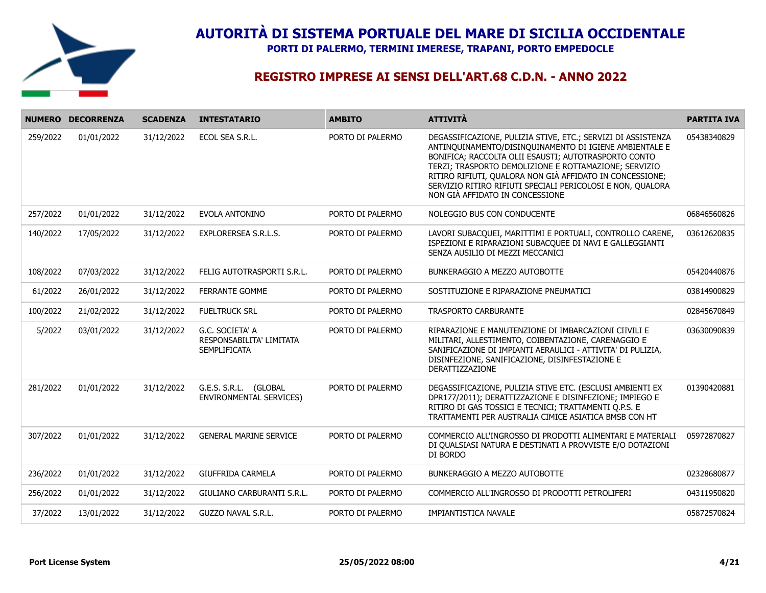# AUTORITÀ DI SISTEMA PORTUALE DEL MARE DI SICILIA OCCIDENTALE

**PORTI DI PALERMO, TERMINI IMERESE, TRAPANI, PORTO EMPEDOCLE**

## REGISTRO IMPRESE AI SENSI DELL'ART.68 C.D.N. - ANNO 2022

| NUMERO | DECORRENZA | SCADENZA | INTESTATARIO | AMBITO | ATTIVITÀ | PARTITA IVA |
|---|---|---|---|---|---|---|
| 259/2022 | 01/01/2022 | 31/12/2022 | ECOL SEA S.R.L. | PORTO DI PALERMO | DEGASSIFICAZIONE, PULIZIA STIVE, ETC.; SERVIZI DI ASSISTENZA ANTINQUINAMENTO/DISINQUINAMENTO DI IGIENE AMBIENTALE E BONIFICA; RACCOLTA OLII ESAUSTI; AUTOTRASPORTO CONTO TERZI; TRASPORTO DEMOLIZIONE E ROTTAMAZIONE; SERVIZIO RITIRO RIFIUTI, QUALORA NON GIÀ AFFIDATO IN CONCESSIONE; SERVIZIO RITIRO RIFIUTI SPECIALI PERICOLOSI E NON, QUALORA NON GIÀ AFFIDATO IN CONCESSIONE | 05438340829 |
| 257/2022 | 01/01/2022 | 31/12/2022 | EVOLA ANTONINO | PORTO DI PALERMO | NOLEGGIO BUS CON CONDUCENTE | 06846560826 |
| 140/2022 | 17/05/2022 | 31/12/2022 | EXPLORERSEA S.R.L.S. | PORTO DI PALERMO | LAVORI SUBACQUEI, MARITTIMI E PORTUALI, CONTROLLO CARENE, ISPEZIONI E RIPARAZIONI SUBACQUEE DI NAVI E GALLEGGIANTI SENZA AUSILIO DI MEZZI MECCANICI | 03612620835 |
| 108/2022 | 07/03/2022 | 31/12/2022 | FELIG AUTOTRASPORTI S.R.L. | PORTO DI PALERMO | BUNKERAGGIO A MEZZO AUTOBOTTE | 05420440876 |
| 61/2022 | 26/01/2022 | 31/12/2022 | FERRANTE GOMME | PORTO DI PALERMO | SOSTITUZIONE E RIPARAZIONE PNEUMATICI | 03814900829 |
| 100/2022 | 21/02/2022 | 31/12/2022 | FUELTRUCK SRL | PORTO DI PALERMO | TRASPORTO CARBURANTE | 02845670849 |
| 5/2022 | 03/01/2022 | 31/12/2022 | G.C. SOCIETA' A RESPONSABILITA' LIMITATA SEMPLIFICATA | PORTO DI PALERMO | RIPARAZIONE E MANUTENZIONE DI IMBARCAZIONI CIIVILI E MILITARI, ALLESTIMENTO, COIBENTAZIONE, CARENAGGIO E SANIFICAZIONE DI IMPIANTI AERAULICI - ATTIVITA' DI PULIZIA, DISINFEZIONE, SANIFICAZIONE, DISINFESTAZIONE E DERATTIZZAZIONE | 03630090839 |
| 281/2022 | 01/01/2022 | 31/12/2022 | G.E.S. S.R.L. (GLOBAL ENVIRONMENTAL SERVICES) | PORTO DI PALERMO | DEGASSIFICAZIONE, PULIZIA STIVE ETC. (ESCLUSI AMBIENTI EX DPR177/2011); DERATTIZZAZIONE E DISINFEZIONE; IMPIEGO E RITIRO DI GAS TOSSICI E TECNICI; TRATTAMENTI Q.P.S. E TRATTAMENTI PER AUSTRALIA CIMICE ASIATICA BMSB CON HT | 01390420881 |
| 307/2022 | 01/01/2022 | 31/12/2022 | GENERAL MARINE SERVICE | PORTO DI PALERMO | COMMERCIO ALL'INGROSSO DI PRODOTTI ALIMENTARI E MATERIALI DI QUALSIASI NATURA E DESTINATI A PROVVISTE E/O DOTAZIONI DI BORDO | 05972870827 |
| 236/2022 | 01/01/2022 | 31/12/2022 | GIUFFRIDA CARMELA | PORTO DI PALERMO | BUNKERAGGIO A MEZZO AUTOBOTTE | 02328680877 |
| 256/2022 | 01/01/2022 | 31/12/2022 | GIULIANO CARBURANTI S.R.L. | PORTO DI PALERMO | COMMERCIO ALL'INGROSSO DI PRODOTTI PETROLIFERI | 04311950820 |
| 37/2022 | 13/01/2022 | 31/12/2022 | GUZZO NAVAL S.R.L. | PORTO DI PALERMO | IMPIANTISTICA NAVALE | 05872570824 |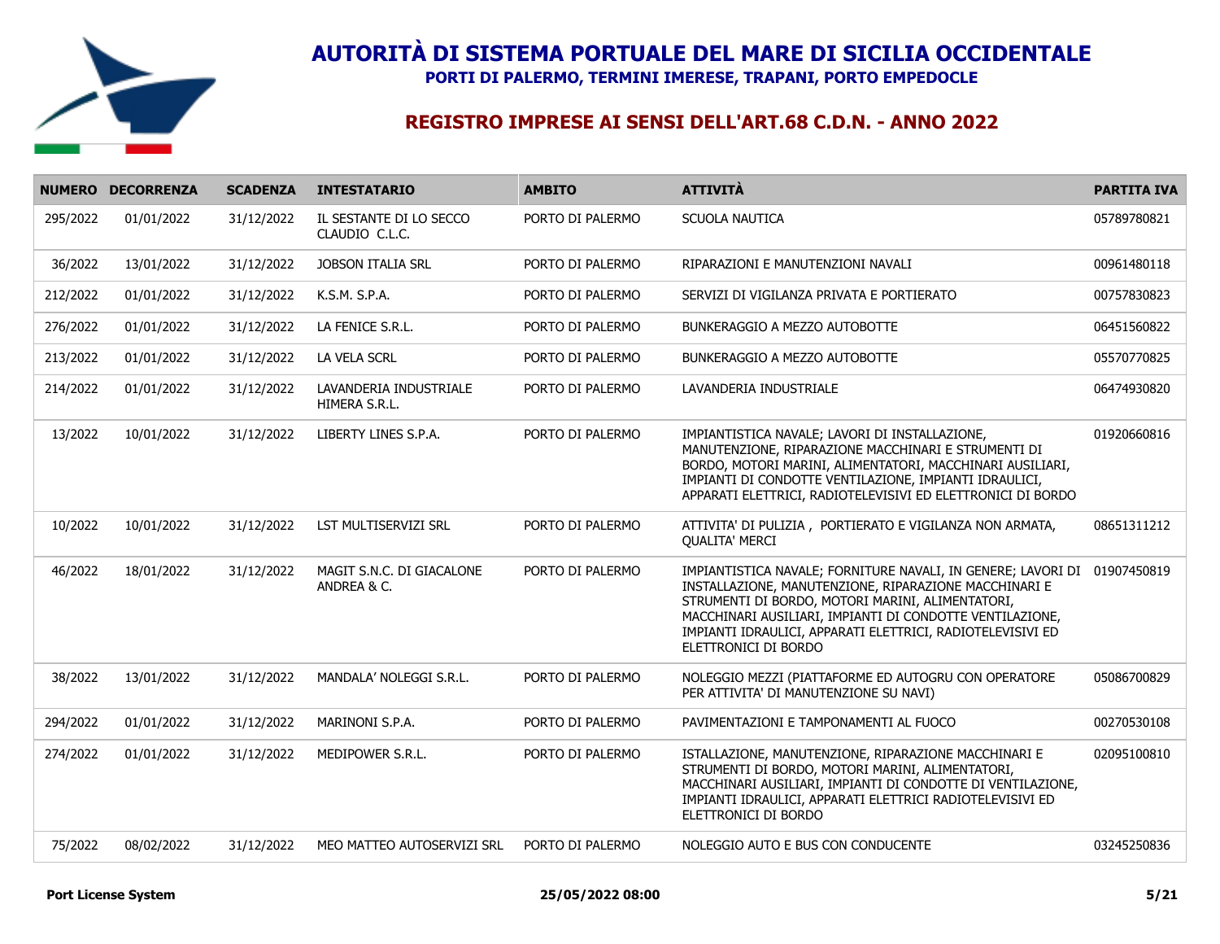# AUTORITÀ DI SISTEMA PORTUALE DEL MARE DI SICILIA OCCIDENTALE

**PORTI DI PALERMO, TERMINI IMERESE, TRAPANI, PORTO EMPEDOCLE**

## REGISTRO IMPRESE AI SENSI DELL'ART.68 C.D.N. - ANNO 2022

| NUMERO | DECORRENZA | SCADENZA | INTESTATARIO | AMBITO | ATTIVITÀ | PARTITA IVA |
|---|---|---|---|---|---|---|
| 295/2022 | 01/01/2022 | 31/12/2022 | IL SESTANTE DI LO SECCO CLAUDIO C.L.C. | PORTO DI PALERMO | SCUOLA NAUTICA | 05789780821 |
| 36/2022 | 13/01/2022 | 31/12/2022 | JOBSON ITALIA SRL | PORTO DI PALERMO | RIPARAZIONI E MANUTENZIONI NAVALI | 00961480118 |
| 212/2022 | 01/01/2022 | 31/12/2022 | K.S.M. S.P.A. | PORTO DI PALERMO | SERVIZI DI VIGILANZA PRIVATA E PORTIERATO | 00757830823 |
| 276/2022 | 01/01/2022 | 31/12/2022 | LA FENICE S.R.L. | PORTO DI PALERMO | BUNKERAGGIO A MEZZO AUTOBOTTE | 06451560822 |
| 213/2022 | 01/01/2022 | 31/12/2022 | LA VELA SCRL | PORTO DI PALERMO | BUNKERAGGIO A MEZZO AUTOBOTTE | 05570770825 |
| 214/2022 | 01/01/2022 | 31/12/2022 | LAVANDERIA INDUSTRIALE HIMERA S.R.L. | PORTO DI PALERMO | LAVANDERIA INDUSTRIALE | 06474930820 |
| 13/2022 | 10/01/2022 | 31/12/2022 | LIBERTY LINES S.P.A. | PORTO DI PALERMO | IMPIANTISTICA NAVALE; LAVORI DI INSTALLAZIONE, MANUTENZIONE, RIPARAZIONE MACCHINARI E STRUMENTI DI BORDO, MOTORI MARINI, ALIMENTATORI, MACCHINARI AUSILIARI, IMPIANTI DI CONDOTTE VENTILAZIONE, IMPIANTI IDRAULICI, APPARATI ELETTRICI, RADIOTELEVISIVI ED ELETTRONICI DI BORDO | 01920660816 |
| 10/2022 | 10/01/2022 | 31/12/2022 | LST MULTISERVIZI SRL | PORTO DI PALERMO | ATTIVITA' DI PULIZIA , PORTIERATO E VIGILANZA NON ARMATA, QUALITA' MERCI | 08651311212 |
| 46/2022 | 18/01/2022 | 31/12/2022 | MAGIT S.N.C. DI GIACALONE ANDREA & C. | PORTO DI PALERMO | IMPIANTISTICA NAVALE; FORNITURE NAVALI, IN GENERE; LAVORI DI INSTALLAZIONE, MANUTENZIONE, RIPARAZIONE MACCHINARI E STRUMENTI DI BORDO, MOTORI MARINI, ALIMENTATORI, MACCHINARI AUSILIARI, IMPIANTI DI CONDOTTE VENTILAZIONE, IMPIANTI IDRAULICI, APPARATI ELETTRICI, RADIOTELEVISIVI ED ELETTRONICI DI BORDO | 01907450819 |
| 38/2022 | 13/01/2022 | 31/12/2022 | MANDALA' NOLEGGI S.R.L. | PORTO DI PALERMO | NOLEGGIO MEZZI (PIATTAFORME ED AUTOGRU CON OPERATORE PER ATTIVITA' DI MANUTENZIONE SU NAVI) | 05086700829 |
| 294/2022 | 01/01/2022 | 31/12/2022 | MARINONI S.P.A. | PORTO DI PALERMO | PAVIMENTAZIONI E TAMPONAMENTI AL FUOCO | 00270530108 |
| 274/2022 | 01/01/2022 | 31/12/2022 | MEDIPOWER S.R.L. | PORTO DI PALERMO | ISTALLAZIONE, MANUTENZIONE, RIPARAZIONE MACCHINARI E STRUMENTI DI BORDO, MOTORI MARINI, ALIMENTATORI, MACCHINARI AUSILIARI, IMPIANTI DI CONDOTTE DI VENTILAZIONE, IMPIANTI IDRAULICI, APPARATI ELETTRICI RADIOTELEVISIVI ED ELETTRONICI DI BORDO | 02095100810 |
| 75/2022 | 08/02/2022 | 31/12/2022 | MEO MATTEO AUTOSERVIZI SRL | PORTO DI PALERMO | NOLEGGIO AUTO E BUS CON CONDUCENTE | 03245250836 |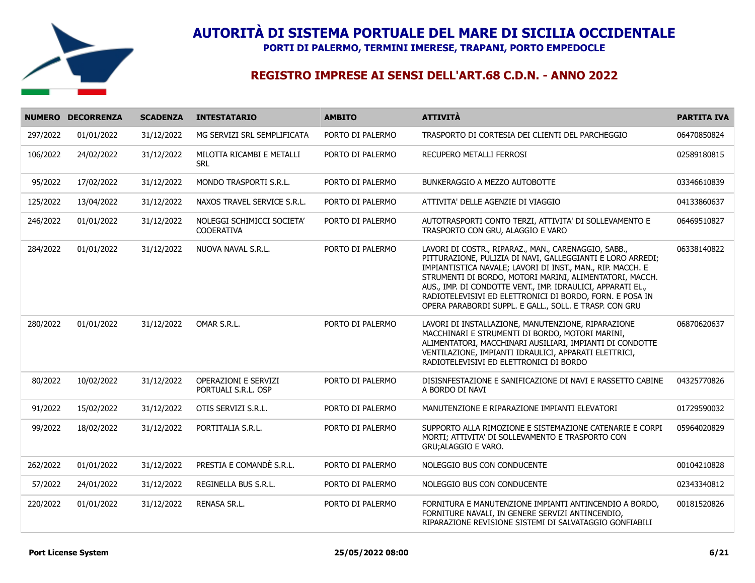# AUTORITÀ DI SISTEMA PORTUALE DEL MARE DI SICILIA OCCIDENTALE

**PORTI DI PALERMO, TERMINI IMERESE, TRAPANI, PORTO EMPEDOCLE**

## REGISTRO IMPRESE AI SENSI DELL'ART.68 C.D.N. - ANNO 2022

| NUMERO | DECORRENZA | SCADENZA | INTESTATARIO | AMBITO | ATTIVITÀ | PARTITA IVA |
|---|---|---|---|---|---|---|
| 297/2022 | 01/01/2022 | 31/12/2022 | MG SERVIZI SRL SEMPLIFICATA | PORTO DI PALERMO | TRASPORTO DI CORTESIA DEI CLIENTI DEL PARCHEGGIO | 06470850824 |
| 106/2022 | 24/02/2022 | 31/12/2022 | MILOTTA RICAMBI E METALLI SRL | PORTO DI PALERMO | RECUPERO METALLI FERROSI | 02589180815 |
| 95/2022 | 17/02/2022 | 31/12/2022 | MONDO TRASPORTI S.R.L. | PORTO DI PALERMO | BUNKERAGGIO A MEZZO AUTOBOTTE | 03346610839 |
| 125/2022 | 13/04/2022 | 31/12/2022 | NAXOS TRAVEL SERVICE S.R.L. | PORTO DI PALERMO | ATTIVITA' DELLE AGENZIE DI VIAGGIO | 04133860637 |
| 246/2022 | 01/01/2022 | 31/12/2022 | NOLEGGI SCHIMICCI SOCIETA' COOERATIVA | PORTO DI PALERMO | AUTOTRASPORTI CONTO TERZI, ATTIVITA' DI SOLLEVAMENTO E TRASPORTO CON GRU, ALAGGIO E VARO | 06469510827 |
| 284/2022 | 01/01/2022 | 31/12/2022 | NUOVA NAVAL S.R.L. | PORTO DI PALERMO | LAVORI DI COSTR., RIPARAZ., MAN., CARENAGGIO, SABB., PITTURAZIONE, PULIZIA DI NAVI, GALLEGGIANTI E LORO ARREDI; IMPIANTISTICA NAVALE; LAVORI DI INST., MAN., RIP. MACCH. E STRUMENTI DI BORDO, MOTORI MARINI, ALIMENTATORI, MACCH. AUS., IMP. DI CONDOTTE VENT., IMP. IDRAULICI, APPARATI EL., RADIOTELEVISIVI ED ELETTRONICI DI BORDO, FORN. E POSA IN OPERA PARABORDI SUPPL. E GALL., SOLL. E TRASP. CON GRU | 06338140822 |
| 280/2022 | 01/01/2022 | 31/12/2022 | OMAR S.R.L. | PORTO DI PALERMO | LAVORI DI INSTALLAZIONE, MANUTENZIONE, RIPARAZIONE MACCHINARI E STRUMENTI DI BORDO, MOTORI MARINI, ALIMENTATORI, MACCHINARI AUSILIARI, IMPIANTI DI CONDOTTE VENTILAZIONE, IMPIANTI IDRAULICI, APPARATI ELETTRICI, RADIOTELEVISIVI ED ELETTRONICI DI BORDO | 06870620637 |
| 80/2022 | 10/02/2022 | 31/12/2022 | OPERAZIONI E SERVIZI PORTUALI S.R.L. OSP | PORTO DI PALERMO | DISISNFESTAZIONE E SANIFICAZIONE DI NAVI E RASSETTO CABINE A BORDO DI NAVI | 04325770826 |
| 91/2022 | 15/02/2022 | 31/12/2022 | OTIS SERVIZI S.R.L. | PORTO DI PALERMO | MANUTENZIONE E RIPARAZIONE IMPIANTI ELEVATORI | 01729590032 |
| 99/2022 | 18/02/2022 | 31/12/2022 | PORTITALIA S.R.L. | PORTO DI PALERMO | SUPPORTO ALLA RIMOZIONE E SISTEMAZIONE CATENARIE E CORPI MORTI; ATTIVITA' DI SOLLEVAMENTO E TRASPORTO CON GRU;ALAGGIO E VARO. | 05964020829 |
| 262/2022 | 01/01/2022 | 31/12/2022 | PRESTIA E COMANDÈ S.R.L. | PORTO DI PALERMO | NOLEGGIO BUS CON CONDUCENTE | 00104210828 |
| 57/2022 | 24/01/2022 | 31/12/2022 | REGINELLA BUS S.R.L. | PORTO DI PALERMO | NOLEGGIO BUS CON CONDUCENTE | 02343340812 |
| 220/2022 | 01/01/2022 | 31/12/2022 | RENASA SR.L. | PORTO DI PALERMO | FORNITURA E MANUTENZIONE IMPIANTI ANTINCENDIO A BORDO, FORNITURE NAVALI, IN GENERE SERVIZI ANTINCENDIO, RIPARAZIONE REVISIONE SISTEMI DI SALVATAGGIO GONFIABILI | 00181520826 |

**Port License System** **25/05/2022 08:00**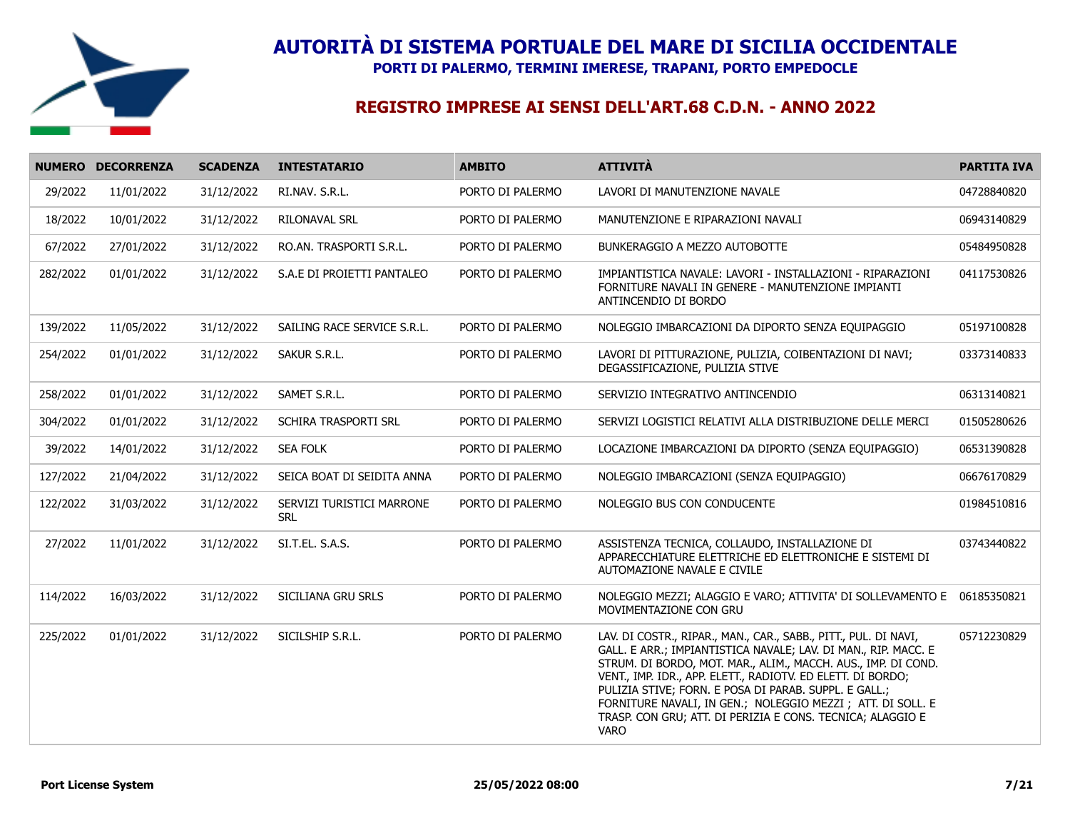# AUTORITÀ DI SISTEMA PORTUALE DEL MARE DI SICILIA OCCIDENTALE

**PORTI DI PALERMO, TERMINI IMERESE, TRAPANI, PORTO EMPEDOCLE**

## REGISTRO IMPRESE AI SENSI DELL'ART.68 C.D.N. - ANNO 2022

| NUMERO | DECORRENZA | SCADENZA | INTESTATARIO | AMBITO | ATTIVITÀ | PARTITA IVA |
|---|---|---|---|---|---|---|
| 29/2022 | 11/01/2022 | 31/12/2022 | RI.NAV. S.R.L. | PORTO DI PALERMO | LAVORI DI MANUTENZIONE NAVALE | 04728840820 |
| 18/2022 | 10/01/2022 | 31/12/2022 | RILONAVAL SRL | PORTO DI PALERMO | MANUTENZIONE E RIPARAZIONI NAVALI | 06943140829 |
| 67/2022 | 27/01/2022 | 31/12/2022 | RO.AN. TRASPORTI S.R.L. | PORTO DI PALERMO | BUNKERAGGIO A MEZZO AUTOBOTTE | 05484950828 |
| 282/2022 | 01/01/2022 | 31/12/2022 | S.A.E DI PROIETTI PANTALEO | PORTO DI PALERMO | IMPIANTISTICA NAVALE: LAVORI - INSTALLAZIONI - RIPARAZIONI FORNITURE NAVALI IN GENERE - MANUTENZIONE IMPIANTI ANTINCENDIO DI BORDO | 04117530826 |
| 139/2022 | 11/05/2022 | 31/12/2022 | SAILING RACE SERVICE S.R.L. | PORTO DI PALERMO | NOLEGGIO IMBARCAZIONI DA DIPORTO SENZA EQUIPAGGIO | 05197100828 |
| 254/2022 | 01/01/2022 | 31/12/2022 | SAKUR S.R.L. | PORTO DI PALERMO | LAVORI DI PITTURAZIONE, PULIZIA, COIBENTAZIONI DI NAVI; DEGASSIFICAZIONE, PULIZIA STIVE | 03373140833 |
| 258/2022 | 01/01/2022 | 31/12/2022 | SAMET S.R.L. | PORTO DI PALERMO | SERVIZIO INTEGRATIVO ANTINCENDIO | 06313140821 |
| 304/2022 | 01/01/2022 | 31/12/2022 | SCHIRA TRASPORTI SRL | PORTO DI PALERMO | SERVIZI LOGISTICI RELATIVI ALLA DISTRIBUZIONE DELLE MERCI | 01505280626 |
| 39/2022 | 14/01/2022 | 31/12/2022 | SEA FOLK | PORTO DI PALERMO | LOCAZIONE IMBARCAZIONI DA DIPORTO (SENZA EQUIPAGGIO) | 06531390828 |
| 127/2022 | 21/04/2022 | 31/12/2022 | SEICA BOAT DI SEIDITA ANNA | PORTO DI PALERMO | NOLEGGIO IMBARCAZIONI (SENZA EQUIPAGGIO) | 06676170829 |
| 122/2022 | 31/03/2022 | 31/12/2022 | SERVIZI TURISTICI MARRONE SRL | PORTO DI PALERMO | NOLEGGIO BUS CON CONDUCENTE | 01984510816 |
| 27/2022 | 11/01/2022 | 31/12/2022 | SI.T.EL. S.A.S. | PORTO DI PALERMO | ASSISTENZA TECNICA, COLLAUDO, INSTALLAZIONE DI APPARECCHIATURE ELETTRICHE ED ELETTRONICHE E SISTEMI DI AUTOMAZIONE NAVALE E CIVILE | 03743440822 |
| 114/2022 | 16/03/2022 | 31/12/2022 | SICILIANA GRU SRLS | PORTO DI PALERMO | NOLEGGIO MEZZI; ALAGGIO E VARO; ATTIVITA' DI SOLLEVAMENTO E MOVIMENTAZIONE CON GRU | 06185350821 |
| 225/2022 | 01/01/2022 | 31/12/2022 | SICILSHIP S.R.L. | PORTO DI PALERMO | LAV. DI COSTR., RIPAR., MAN., CAR., SABB., PITT., PUL. DI NAVI, GALL. E ARR.; IMPIANTISTICA NAVALE; LAV. DI MAN., RIP. MACC. E STRUM. DI BORDO, MOT. MAR., ALIM., MACCH. AUS., IMP. DI COND. VENT., IMP. IDR., APP. ELETT., RADIOTV. ED ELETT. DI BORDO; PULIZIA STIVE; FORN. E POSA DI PARAB. SUPPL. E GALL.; FORNITURE NAVALI, IN GEN.; NOLEGGIO MEZZI ; ATT. DI SOLL. E TRASP. CON GRU; ATT. DI PERIZIA E CONS. TECNICA; ALAGGIO E VARO | 05712230829 |

**Port License System** **25/05/2022 08:00**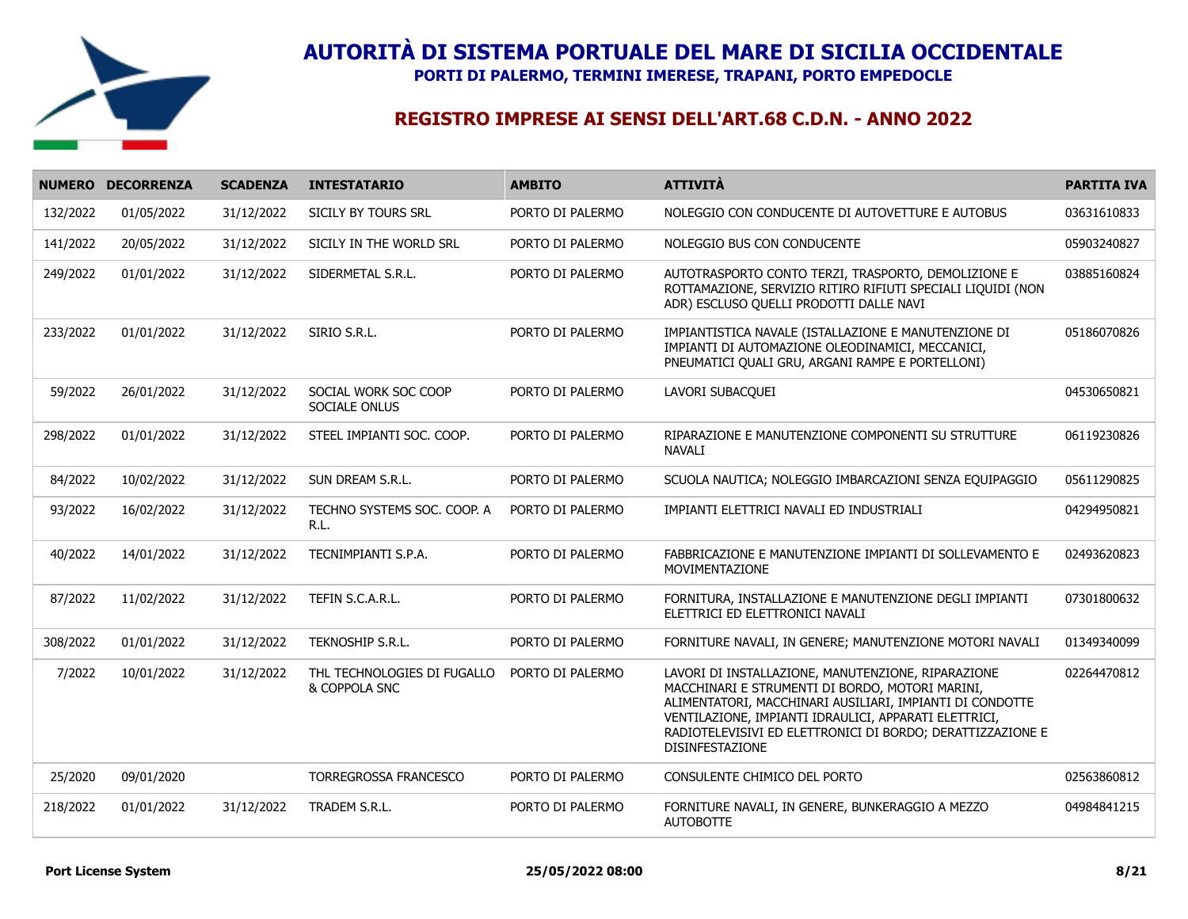# AUTORITÀ DI SISTEMA PORTUALE DEL MARE DI SICILIA OCCIDENTALE

**PORTI DI PALERMO, TERMINI IMERESE, TRAPANI, PORTO EMPEDOCLE**

## REGISTRO IMPRESE AI SENSI DELL'ART.68 C.D.N. - ANNO 2022

| NUMERO | DECORRENZA | SCADENZA | INTESTATARIO | AMBITO | ATTIVITÀ | PARTITA IVA |
|---|---|---|---|---|---|---|
| 132/2022 | 01/05/2022 | 31/12/2022 | SICILY BY TOURS SRL | PORTO DI PALERMO | NOLEGGIO CON CONDUCENTE DI AUTOVETTURE E AUTOBUS | 03631610833 |
| 141/2022 | 20/05/2022 | 31/12/2022 | SICILY IN THE WORLD SRL | PORTO DI PALERMO | NOLEGGIO BUS CON CONDUCENTE | 05903240827 |
| 249/2022 | 01/01/2022 | 31/12/2022 | SIDERMETAL S.R.L. | PORTO DI PALERMO | AUTOTRASPORTO CONTO TERZI, TRASPORTO, DEMOLIZIONE E ROTTAMAZIONE, SERVIZIO RITIRO RIFIUTI SPECIALI LIQUIDI (NON ADR) ESCLUSO QUELLI PRODOTTI DALLE NAVI | 03885160824 |
| 233/2022 | 01/01/2022 | 31/12/2022 | SIRIO S.R.L. | PORTO DI PALERMO | IMPIANTISTICA NAVALE (ISTALLAZIONE E MANUTENZIONE DI IMPIANTI DI AUTOMAZIONE OLEODINAMICI, MECCANICI, PNEUMATICI QUALI GRU, ARGANI RAMPE E PORTELLONI) | 05186070826 |
| 59/2022 | 26/01/2022 | 31/12/2022 | SOCIAL WORK SOC COOP SOCIALE ONLUS | PORTO DI PALERMO | LAVORI SUBACQUEI | 04530650821 |
| 298/2022 | 01/01/2022 | 31/12/2022 | STEEL IMPIANTI SOC. COOP. | PORTO DI PALERMO | RIPARAZIONE E MANUTENZIONE COMPONENTI SU STRUTTURE NAVALI | 06119230826 |
| 84/2022 | 10/02/2022 | 31/12/2022 | SUN DREAM S.R.L. | PORTO DI PALERMO | SCUOLA NAUTICA; NOLEGGIO IMBARCAZIONI SENZA EQUIPAGGIO | 05611290825 |
| 93/2022 | 16/02/2022 | 31/12/2022 | TECHNO SYSTEMS SOC. COOP. A R.L. | PORTO DI PALERMO | IMPIANTI ELETTRICI NAVALI ED INDUSTRIALI | 04294950821 |
| 40/2022 | 14/01/2022 | 31/12/2022 | TECNIMPIANTI S.P.A. | PORTO DI PALERMO | FABBRICAZIONE E MANUTENZIONE IMPIANTI DI SOLLEVAMENTO E MOVIMENTAZIONE | 02493620823 |
| 87/2022 | 11/02/2022 | 31/12/2022 | TEFIN S.C.A.R.L. | PORTO DI PALERMO | FORNITURA, INSTALLAZIONE E MANUTENZIONE DEGLI IMPIANTI ELETTRICI ED ELETTRONICI NAVALI | 07301800632 |
| 308/2022 | 01/01/2022 | 31/12/2022 | TEKNOSHIP S.R.L. | PORTO DI PALERMO | FORNITURE NAVALI, IN GENERE; MANUTENZIONE MOTORI NAVALI | 01349340099 |
| 7/2022 | 10/01/2022 | 31/12/2022 | THL TECHNOLOGIES DI FUGALLO & COPPOLA SNC | PORTO DI PALERMO | LAVORI DI INSTALLAZIONE, MANUTENZIONE, RIPARAZIONE MACCHINARI E STRUMENTI DI BORDO, MOTORI MARINI, ALIMENTATORI, MACCHINARI AUSILIARI, IMPIANTI DI CONDOTTE VENTILAZIONE, IMPIANTI IDRAULICI, APPARATI ELETTRICI, RADIOTELEVISIVI ED ELETTRONICI DI BORDO; DERATTIZZAZIONE E DISINFESTAZIONE | 02264470812 |
| 25/2020 | 09/01/2020 | | TORREGROSSA FRANCESCO | PORTO DI PALERMO | CONSULENTE CHIMICO DEL PORTO | 02563860812 |
| 218/2022 | 01/01/2022 | 31/12/2022 | TRADEM S.R.L. | PORTO DI PALERMO | FORNITURE NAVALI, IN GENERE, BUNKERAGGIO A MEZZO AUTOBOTTE | 04984841215 |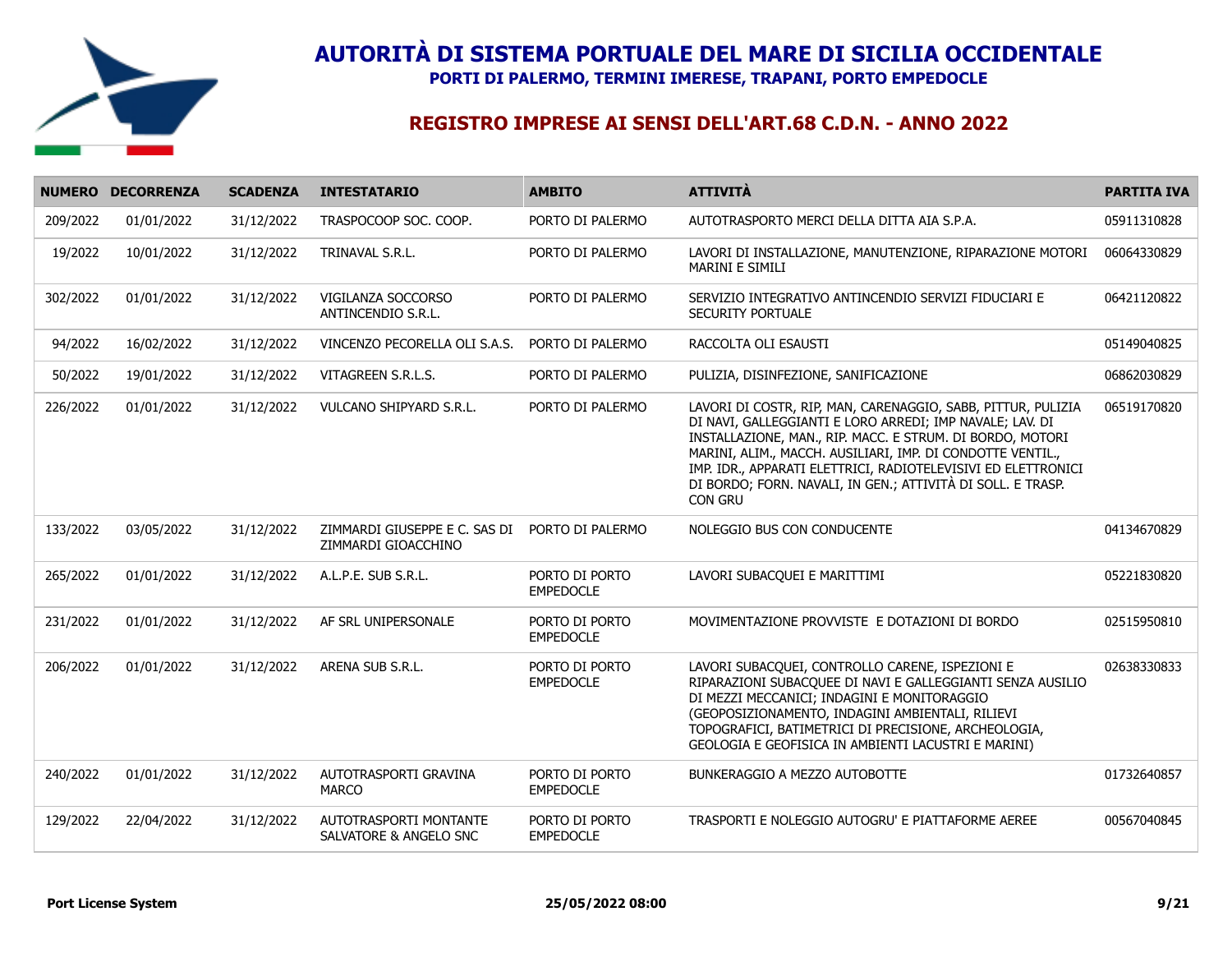# AUTORITÀ DI SISTEMA PORTUALE DEL MARE DI SICILIA OCCIDENTALE

**PORTI DI PALERMO, TERMINI IMERESE, TRAPANI, PORTO EMPEDOCLE**

## REGISTRO IMPRESE AI SENSI DELL'ART.68 C.D.N. - ANNO 2022

| NUMERO | DECORRENZA | SCADENZA | INTESTATARIO | AMBITO | ATTIVITÀ | PARTITA IVA |
|---|---|---|---|---|---|---|
| 209/2022 | 01/01/2022 | 31/12/2022 | TRASPOCOOP SOC. COOP. | PORTO DI PALERMO | AUTOTRASPORTO MERCI DELLA DITTA AIA S.P.A. | 05911310828 |
| 19/2022 | 10/01/2022 | 31/12/2022 | TRINAVAL S.R.L. | PORTO DI PALERMO | LAVORI DI INSTALLAZIONE, MANUTENZIONE, RIPARAZIONE MOTORI MARINI E SIMILI | 06064330829 |
| 302/2022 | 01/01/2022 | 31/12/2022 | VIGILANZA SOCCORSO ANTINCENDIO S.R.L. | PORTO DI PALERMO | SERVIZIO INTEGRATIVO ANTINCENDIO SERVIZI FIDUCIARI E SECURITY PORTUALE | 06421120822 |
| 94/2022 | 16/02/2022 | 31/12/2022 | VINCENZO PECORELLA OLI S.A.S. | PORTO DI PALERMO | RACCOLTA OLI ESAUSTI | 05149040825 |
| 50/2022 | 19/01/2022 | 31/12/2022 | VITAGREEN S.R.L.S. | PORTO DI PALERMO | PULIZIA, DISINFEZIONE, SANIFICAZIONE | 06862030829 |
| 226/2022 | 01/01/2022 | 31/12/2022 | VULCANO SHIPYARD S.R.L. | PORTO DI PALERMO | LAVORI DI COSTR, RIP, MAN, CARENAGGIO, SABB, PITTUR, PULIZIA DI NAVI, GALLEGGIANTI E LORO ARREDI; IMP NAVALE; LAV. DI INSTALLAZIONE, MAN., RIP. MACC. E STRUM. DI BORDO, MOTORI MARINI, ALIM., MACCH. AUSILIARI, IMP. DI CONDOTTE VENTIL., IMP. IDR., APPARATI ELETTRICI, RADIOTELEVISIVI ED ELETTRONICI DI BORDO; FORN. NAVALI, IN GEN.; ATTIVITÀ DI SOLL. E TRASP. CON GRU | 06519170820 |
| 133/2022 | 03/05/2022 | 31/12/2022 | ZIMMARDI GIUSEPPE E C. SAS DI ZIMMARDI GIOACCHINO | PORTO DI PALERMO | NOLEGGIO BUS CON CONDUCENTE | 04134670829 |
| 265/2022 | 01/01/2022 | 31/12/2022 | A.L.P.E. SUB S.R.L. | PORTO DI PORTO EMPEDOCLE | LAVORI SUBACQUEI E MARITTIMI | 05221830820 |
| 231/2022 | 01/01/2022 | 31/12/2022 | AF SRL UNIPERSONALE | PORTO DI PORTO EMPEDOCLE | MOVIMENTAZIONE PROVVISTE E DOTAZIONI DI BORDO | 02515950810 |
| 206/2022 | 01/01/2022 | 31/12/2022 | ARENA SUB S.R.L. | PORTO DI PORTO EMPEDOCLE | LAVORI SUBACQUEI, CONTROLLO CARENE, ISPEZIONI E RIPARAZIONI SUBACQUEE DI NAVI E GALLEGGIANTI SENZA AUSILIO DI MEZZI MECCANICI; INDAGINI E MONITORAGGIO (GEOPOSIZIONAMENTO, INDAGINI AMBIENTALI, RILIEVI TOPOGRAFICI, BATIMETRICI DI PRECISIONE, ARCHEOLOGIA, GEOLOGIA E GEOFISICA IN AMBIENTI LACUSTRI E MARINI) | 02638330833 |
| 240/2022 | 01/01/2022 | 31/12/2022 | AUTOTRASPORTI GRAVINA MARCO | PORTO DI PORTO EMPEDOCLE | BUNKERAGGIO A MEZZO AUTOBOTTE | 01732640857 |
| 129/2022 | 22/04/2022 | 31/12/2022 | AUTOTRASPORTI MONTANTE SALVATORE & ANGELO SNC | PORTO DI PORTO EMPEDOCLE | TRASPORTI E NOLEGGIO AUTOGRU' E PIATTAFORME AEREE | 00567040845 |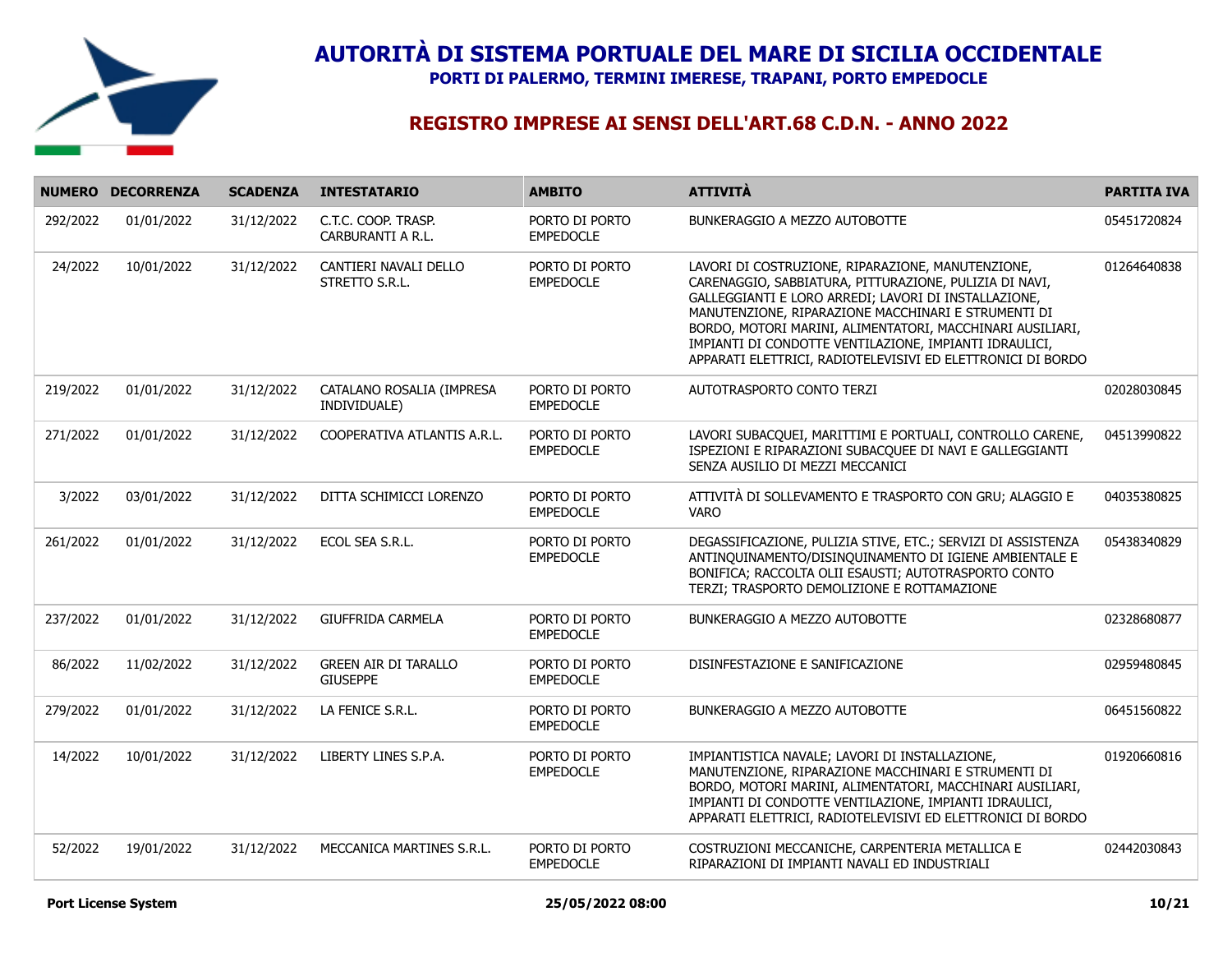# AUTORITÀ DI SISTEMA PORTUALE DEL MARE DI SICILIA OCCIDENTALE

**PORTI DI PALERMO, TERMINI IMERESE, TRAPANI, PORTO EMPEDOCLE**

## REGISTRO IMPRESE AI SENSI DELL'ART.68 C.D.N. - ANNO 2022

| NUMERO | DECORRENZA | SCADENZA | INTESTATARIO | AMBITO | ATTIVITÀ | PARTITA IVA |
|---|---|---|---|---|---|---|
| 292/2022 | 01/01/2022 | 31/12/2022 | C.T.C. COOP. TRASP. CARBURANTI A R.L. | PORTO DI PORTO EMPEDOCLE | BUNKERAGGIO A MEZZO AUTOBOTTE | 05451720824 |
| 24/2022 | 10/01/2022 | 31/12/2022 | CANTIERI NAVALI DELLO STRETTO S.R.L. | PORTO DI PORTO EMPEDOCLE | LAVORI DI COSTRUZIONE, RIPARAZIONE, MANUTENZIONE, CARENAGGIO, SABBIATURA, PITTURAZIONE, PULIZIA DI NAVI, GALLEGGIANTI E LORO ARREDI; LAVORI DI INSTALLAZIONE, MANUTENZIONE, RIPARAZIONE MACCHINARI E STRUMENTI DI BORDO, MOTORI MARINI, ALIMENTATORI, MACCHINARI AUSILIARI, IMPIANTI DI CONDOTTE VENTILAZIONE, IMPIANTI IDRAULICI, APPARATI ELETTRICI, RADIOTELEVISIVI ED ELETTRONICI DI BORDO | 01264640838 |
| 219/2022 | 01/01/2022 | 31/12/2022 | CATALANO ROSALIA (IMPRESA INDIVIDUALE) | PORTO DI PORTO EMPEDOCLE | AUTOTRASPORTO CONTO TERZI | 02028030845 |
| 271/2022 | 01/01/2022 | 31/12/2022 | COOPERATIVA ATLANTIS A.R.L. | PORTO DI PORTO EMPEDOCLE | LAVORI SUBACQUEI, MARITTIMI E PORTUALI, CONTROLLO CARENE, ISPEZIONI E RIPARAZIONI SUBACQUEE DI NAVI E GALLEGGIANTI SENZA AUSILIO DI MEZZI MECCANICI | 04513990822 |
| 3/2022 | 03/01/2022 | 31/12/2022 | DITTA SCHIMICCI LORENZO | PORTO DI PORTO EMPEDOCLE | ATTIVITÀ DI SOLLEVAMENTO E TRASPORTO CON GRU; ALAGGIO E VARO | 04035380825 |
| 261/2022 | 01/01/2022 | 31/12/2022 | ECOL SEA S.R.L. | PORTO DI PORTO EMPEDOCLE | DEGASSIFICAZIONE, PULIZIA STIVE, ETC.; SERVIZI DI ASSISTENZA ANTINQUINAMENTO/DISINQUINAMENTO DI IGIENE AMBIENTALE E BONIFICA; RACCOLTA OLII ESAUSTI; AUTOTRASPORTO CONTO TERZI; TRASPORTO DEMOLIZIONE E ROTTAMAZIONE | 05438340829 |
| 237/2022 | 01/01/2022 | 31/12/2022 | GIUFFRIDA CARMELA | PORTO DI PORTO EMPEDOCLE | BUNKERAGGIO A MEZZO AUTOBOTTE | 02328680877 |
| 86/2022 | 11/02/2022 | 31/12/2022 | GREEN AIR DI TARALLO GIUSEPPE | PORTO DI PORTO EMPEDOCLE | DISINFESTAZIONE E SANIFICAZIONE | 02959480845 |
| 279/2022 | 01/01/2022 | 31/12/2022 | LA FENICE S.R.L. | PORTO DI PORTO EMPEDOCLE | BUNKERAGGIO A MEZZO AUTOBOTTE | 06451560822 |
| 14/2022 | 10/01/2022 | 31/12/2022 | LIBERTY LINES S.P.A. | PORTO DI PORTO EMPEDOCLE | IMPIANTISTICA NAVALE; LAVORI DI INSTALLAZIONE, MANUTENZIONE, RIPARAZIONE MACCHINARI E STRUMENTI DI BORDO, MOTORI MARINI, ALIMENTATORI, MACCHINARI AUSILIARI, IMPIANTI DI CONDOTTE VENTILAZIONE, IMPIANTI IDRAULICI, APPARATI ELETTRICI, RADIOTELEVISIVI ED ELETTRONICI DI BORDO | 01920660816 |
| 52/2022 | 19/01/2022 | 31/12/2022 | MECCANICA MARTINES S.R.L. | PORTO DI PORTO EMPEDOCLE | COSTRUZIONI MECCANICHE, CARPENTERIA METALLICA E RIPARAZIONI DI IMPIANTI NAVALI ED INDUSTRIALI | 02442030843 |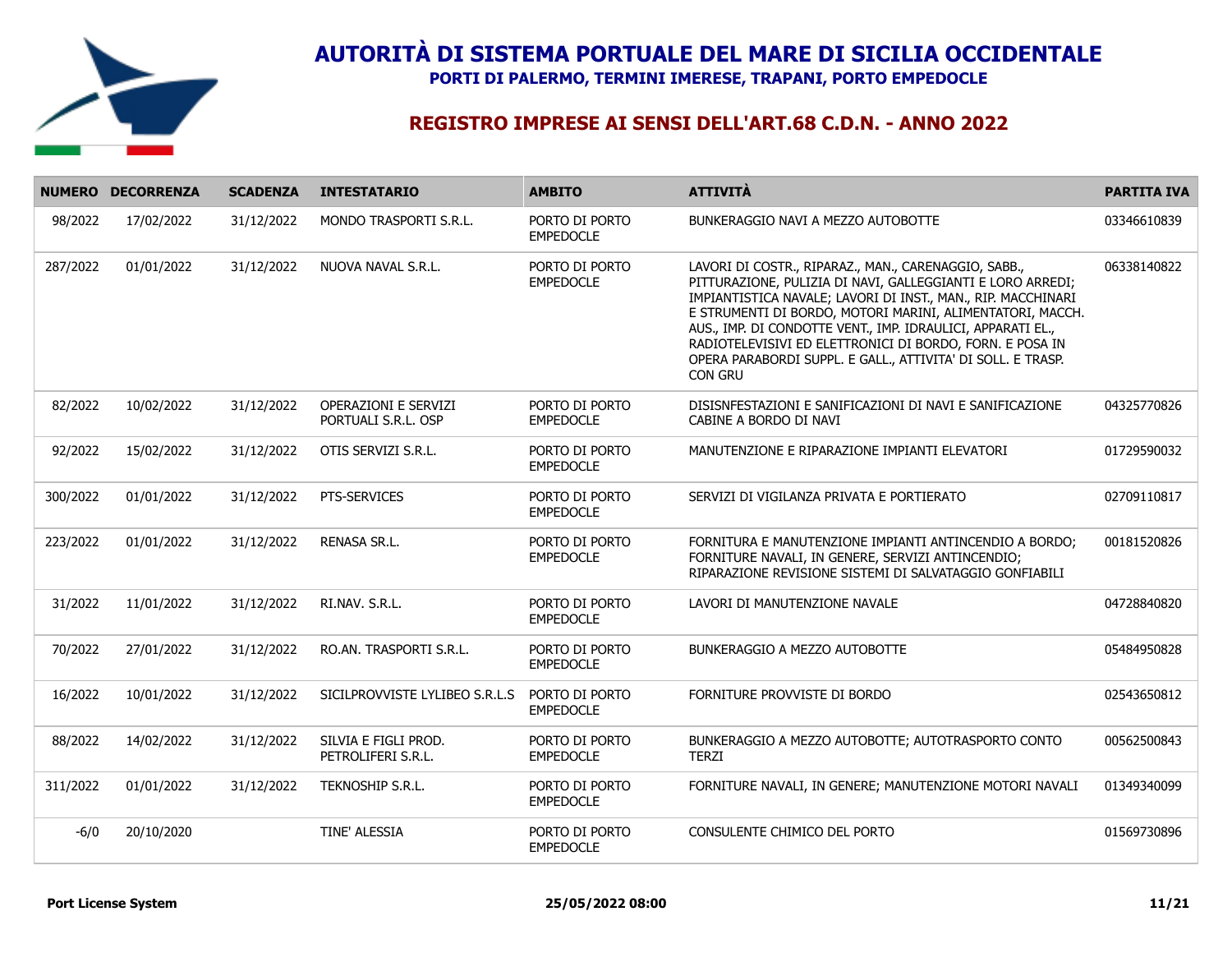# AUTORITÀ DI SISTEMA PORTUALE DEL MARE DI SICILIA OCCIDENTALE

**PORTI DI PALERMO, TERMINI IMERESE, TRAPANI, PORTO EMPEDOCLE**

## REGISTRO IMPRESE AI SENSI DELL'ART.68 C.D.N. - ANNO 2022

| NUMERO | DECORRENZA | SCADENZA | INTESTATARIO | AMBITO | ATTIVITÀ | PARTITA IVA |
|---|---|---|---|---|---|---|
| 98/2022 | 17/02/2022 | 31/12/2022 | MONDO TRASPORTI S.R.L. | PORTO DI PORTO EMPEDOCLE | BUNKERAGGIO NAVI A MEZZO AUTOBOTTE | 03346610839 |
| 287/2022 | 01/01/2022 | 31/12/2022 | NUOVA NAVAL S.R.L. | PORTO DI PORTO EMPEDOCLE | LAVORI DI COSTR., RIPARAZ., MAN., CARENAGGIO, SABB., PITTURAZIONE, PULIZIA DI NAVI, GALLEGGIANTI E LORO ARREDI; IMPIANTISTICA NAVALE; LAVORI DI INST., MAN., RIP. MACCHINARI E STRUMENTI DI BORDO, MOTORI MARINI, ALIMENTATORI, MACCH. AUS., IMP. DI CONDOTTE VENT., IMP. IDRAULICI, APPARATI EL., RADIOTELEVISIVI ED ELETTRONICI DI BORDO, FORN. E POSA IN OPERA PARABORDI SUPPL. E GALL., ATTIVITA' DI SOLL. E TRASP. CON GRU | 06338140822 |
| 82/2022 | 10/02/2022 | 31/12/2022 | OPERAZIONI E SERVIZI PORTUALI S.R.L. OSP | PORTO DI PORTO EMPEDOCLE | DISISNFESTAZIONI E SANIFICAZIONI DI NAVI E SANIFICAZIONE CABINE A BORDO DI NAVI | 04325770826 |
| 92/2022 | 15/02/2022 | 31/12/2022 | OTIS SERVIZI S.R.L. | PORTO DI PORTO EMPEDOCLE | MANUTENZIONE E RIPARAZIONE IMPIANTI ELEVATORI | 01729590032 |
| 300/2022 | 01/01/2022 | 31/12/2022 | PTS-SERVICES | PORTO DI PORTO EMPEDOCLE | SERVIZI DI VIGILANZA PRIVATA E PORTIERATO | 02709110817 |
| 223/2022 | 01/01/2022 | 31/12/2022 | RENASA SR.L. | PORTO DI PORTO EMPEDOCLE | FORNITURA E MANUTENZIONE IMPIANTI ANTINCENDIO A BORDO; FORNITURE NAVALI, IN GENERE, SERVIZI ANTINCENDIO; RIPARAZIONE REVISIONE SISTEMI DI SALVATAGGIO GONFIABILI | 00181520826 |
| 31/2022 | 11/01/2022 | 31/12/2022 | RI.NAV. S.R.L. | PORTO DI PORTO EMPEDOCLE | LAVORI DI MANUTENZIONE NAVALE | 04728840820 |
| 70/2022 | 27/01/2022 | 31/12/2022 | RO.AN. TRASPORTI S.R.L. | PORTO DI PORTO EMPEDOCLE | BUNKERAGGIO A MEZZO AUTOBOTTE | 05484950828 |
| 16/2022 | 10/01/2022 | 31/12/2022 | SICILPROVVISTE LYLIBEO S.R.L.S | PORTO DI PORTO EMPEDOCLE | FORNITURE PROVVISTE DI BORDO | 02543650812 |
| 88/2022 | 14/02/2022 | 31/12/2022 | SILVIA E FIGLI PROD. PETROLIFERI S.R.L. | PORTO DI PORTO EMPEDOCLE | BUNKERAGGIO A MEZZO AUTOBOTTE; AUTOTRASPORTO CONTO TERZI | 00562500843 |
| 311/2022 | 01/01/2022 | 31/12/2022 | TEKNOSHIP S.R.L. | PORTO DI PORTO EMPEDOCLE | FORNITURE NAVALI, IN GENERE; MANUTENZIONE MOTORI NAVALI | 01349340099 |
| -6/0 | 20/10/2020 | | TINE' ALESSIA | PORTO DI PORTO EMPEDOCLE | CONSULENTE CHIMICO DEL PORTO | 01569730896 |

**Port License System** **25/05/2022 08:00**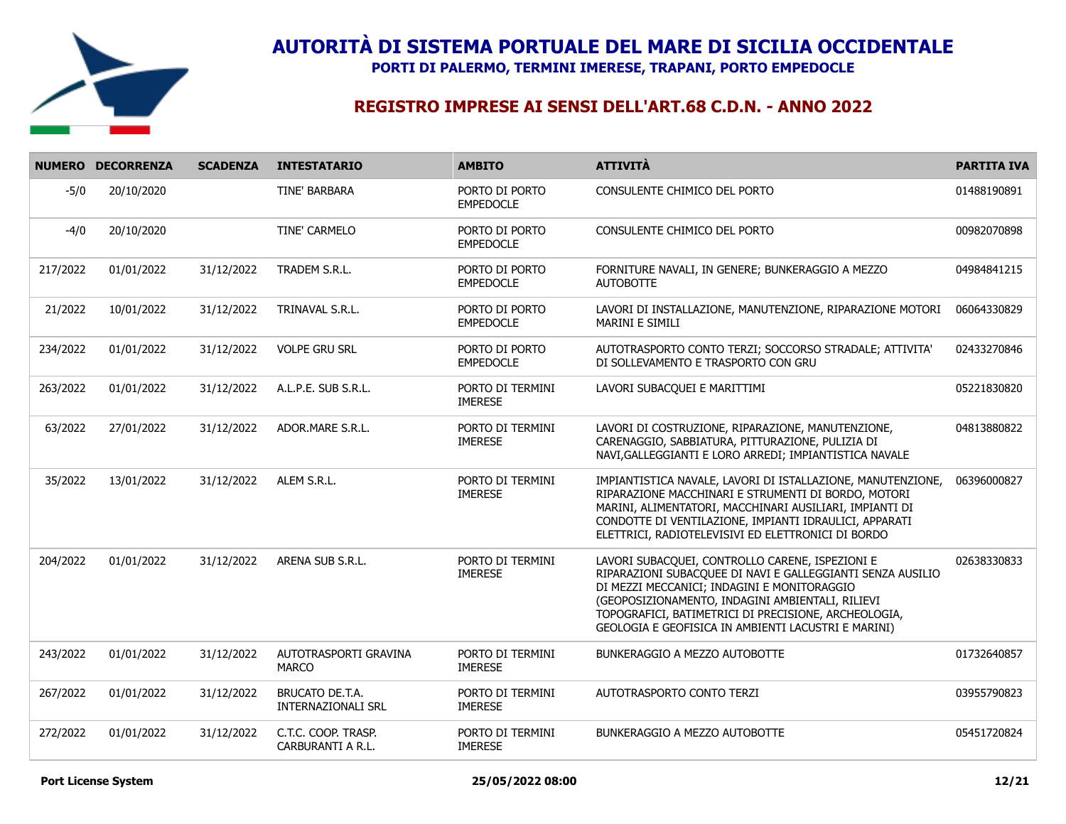# AUTORITÀ DI SISTEMA PORTUALE DEL MARE DI SICILIA OCCIDENTALE

**PORTI DI PALERMO, TERMINI IMERESE, TRAPANI, PORTO EMPEDOCLE**

## REGISTRO IMPRESE AI SENSI DELL'ART.68 C.D.N. - ANNO 2022

| NUMERO | DECORRENZA | SCADENZA | INTESTATARIO | AMBITO | ATTIVITÀ | PARTITA IVA |
|---|---|---|---|---|---|---|
| -5/0 | 20/10/2020 | | TINE' BARBARA | PORTO DI PORTO EMPEDOCLE | CONSULENTE CHIMICO DEL PORTO | 01488190891 |
| -4/0 | 20/10/2020 | | TINE' CARMELO | PORTO DI PORTO EMPEDOCLE | CONSULENTE CHIMICO DEL PORTO | 00982070898 |
| 217/2022 | 01/01/2022 | 31/12/2022 | TRADEM S.R.L. | PORTO DI PORTO EMPEDOCLE | FORNITURE NAVALI, IN GENERE; BUNKERAGGIO A MEZZO AUTOBOTTE | 04984841215 |
| 21/2022 | 10/01/2022 | 31/12/2022 | TRINAVAL S.R.L. | PORTO DI PORTO EMPEDOCLE | LAVORI DI INSTALLAZIONE, MANUTENZIONE, RIPARAZIONE MOTORI MARINI E SIMILI | 06064330829 |
| 234/2022 | 01/01/2022 | 31/12/2022 | VOLPE GRU SRL | PORTO DI PORTO EMPEDOCLE | AUTOTRASPORTO CONTO TERZI; SOCCORSO STRADALE; ATTIVITA' DI SOLLEVAMENTO E TRASPORTO CON GRU | 02433270846 |
| 263/2022 | 01/01/2022 | 31/12/2022 | A.L.P.E. SUB S.R.L. | PORTO DI TERMINI IMERESE | LAVORI SUBACQUEI E MARITTIMI | 05221830820 |
| 63/2022 | 27/01/2022 | 31/12/2022 | ADOR.MARE S.R.L. | PORTO DI TERMINI IMERESE | LAVORI DI COSTRUZIONE, RIPARAZIONE, MANUTENZIONE, CARENAGGIO, SABBIATURA, PITTURAZIONE, PULIZIA DI NAVI,GALLEGGIANTI E LORO ARREDI; IMPIANTISTICA NAVALE | 04813880822 |
| 35/2022 | 13/01/2022 | 31/12/2022 | ALEM S.R.L. | PORTO DI TERMINI IMERESE | IMPIANTISTICA NAVALE, LAVORI DI ISTALLAZIONE, MANUTENZIONE, RIPARAZIONE MACCHINARI E STRUMENTI DI BORDO, MOTORI MARINI, ALIMENTATORI, MACCHINARI AUSILIARI, IMPIANTI DI CONDOTTE DI VENTILAZIONE, IMPIANTI IDRAULICI, APPARATI ELETTRICI, RADIOTELEVISIVI ED ELETTRONICI DI BORDO | 06396000827 |
| 204/2022 | 01/01/2022 | 31/12/2022 | ARENA SUB S.R.L. | PORTO DI TERMINI IMERESE | LAVORI SUBACQUEI, CONTROLLO CARENE, ISPEZIONI E RIPARAZIONI SUBACQUEE DI NAVI E GALLEGGIANTI SENZA AUSILIO DI MEZZI MECCANICI; INDAGINI E MONITORAGGIO (GEOPOSIZIONAMENTO, INDAGINI AMBIENTALI, RILIEVI TOPOGRAFICI, BATIMETRICI DI PRECISIONE, ARCHEOLOGIA, GEOLOGIA E GEOFISICA IN AMBIENTI LACUSTRI E MARINI) | 02638330833 |
| 243/2022 | 01/01/2022 | 31/12/2022 | AUTOTRASPORTI GRAVINA MARCO | PORTO DI TERMINI IMERESE | BUNKERAGGIO A MEZZO AUTOBOTTE | 01732640857 |
| 267/2022 | 01/01/2022 | 31/12/2022 | BRUCATO DE.T.A. INTERNAZIONALI SRL | PORTO DI TERMINI IMERESE | AUTOTRASPORTO CONTO TERZI | 03955790823 |
| 272/2022 | 01/01/2022 | 31/12/2022 | C.T.C. COOP. TRASP. CARBURANTI A R.L. | PORTO DI TERMINI IMERESE | BUNKERAGGIO A MEZZO AUTOBOTTE | 05451720824 |

**Port License System** **25/05/2022 08:00**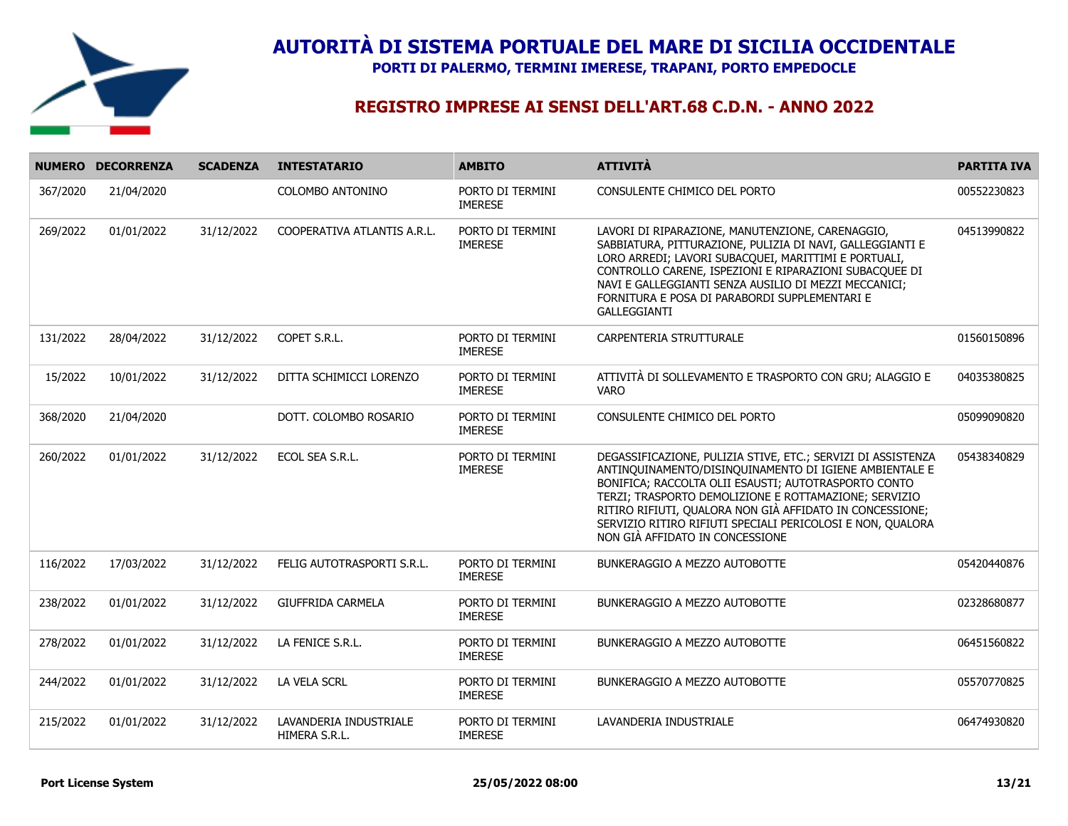# AUTORITÀ DI SISTEMA PORTUALE DEL MARE DI SICILIA OCCIDENTALE

**PORTI DI PALERMO, TERMINI IMERESE, TRAPANI, PORTO EMPEDOCLE**

## REGISTRO IMPRESE AI SENSI DELL'ART.68 C.D.N. - ANNO 2022

| NUMERO | DECORRENZA | SCADENZA | INTESTATARIO | AMBITO | ATTIVITÀ | PARTITA IVA |
|---|---|---|---|---|---|---|
| 367/2020 | 21/04/2020 | | COLOMBO ANTONINO | PORTO DI TERMINI IMERESE | CONSULENTE CHIMICO DEL PORTO | 00552230823 |
| 269/2022 | 01/01/2022 | 31/12/2022 | COOPERATIVA ATLANTIS A.R.L. | PORTO DI TERMINI IMERESE | LAVORI DI RIPARAZIONE, MANUTENZIONE, CARENAGGIO, SABBIATURA, PITTURAZIONE, PULIZIA DI NAVI, GALLEGGIANTI E LORO ARREDI; LAVORI SUBACQUEI, MARITTIMI E PORTUALI, CONTROLLO CARENE, ISPEZIONI E RIPARAZIONI SUBACQUEE DI NAVI E GALLEGGIANTI SENZA AUSILIO DI MEZZI MECCANICI; FORNITURA E POSA DI PARABORDI SUPPLEMENTARI E GALLEGGIANTI | 04513990822 |
| 131/2022 | 28/04/2022 | 31/12/2022 | COPET S.R.L. | PORTO DI TERMINI IMERESE | CARPENTERIA STRUTTURALE | 01560150896 |
| 15/2022 | 10/01/2022 | 31/12/2022 | DITTA SCHIMICCI LORENZO | PORTO DI TERMINI IMERESE | ATTIVITÀ DI SOLLEVAMENTO E TRASPORTO CON GRU; ALAGGIO E VARO | 04035380825 |
| 368/2020 | 21/04/2020 | | DOTT. COLOMBO ROSARIO | PORTO DI TERMINI IMERESE | CONSULENTE CHIMICO DEL PORTO | 05099090820 |
| 260/2022 | 01/01/2022 | 31/12/2022 | ECOL SEA S.R.L. | PORTO DI TERMINI IMERESE | DEGASSIFICAZIONE, PULIZIA STIVE, ETC.; SERVIZI DI ASSISTENZA ANTINQUINAMENTO/DISINQUINAMENTO DI IGIENE AMBIENTALE E BONIFICA; RACCOLTA OLII ESAUSTI; AUTOTRASPORTO CONTO TERZI; TRASPORTO DEMOLIZIONE E ROTTAMAZIONE; SERVIZIO RITIRO RIFIUTI, QUALORA NON GIÀ AFFIDATO IN CONCESSIONE; SERVIZIO RITIRO RIFIUTI SPECIALI PERICOLOSI E NON, QUALORA NON GIÀ AFFIDATO IN CONCESSIONE | 05438340829 |
| 116/2022 | 17/03/2022 | 31/12/2022 | FELIG AUTOTRASPORTI S.R.L. | PORTO DI TERMINI IMERESE | BUNKERAGGIO A MEZZO AUTOBOTTE | 05420440876 |
| 238/2022 | 01/01/2022 | 31/12/2022 | GIUFFRIDA CARMELA | PORTO DI TERMINI IMERESE | BUNKERAGGIO A MEZZO AUTOBOTTE | 02328680877 |
| 278/2022 | 01/01/2022 | 31/12/2022 | LA FENICE S.R.L. | PORTO DI TERMINI IMERESE | BUNKERAGGIO A MEZZO AUTOBOTTE | 06451560822 |
| 244/2022 | 01/01/2022 | 31/12/2022 | LA VELA SCRL | PORTO DI TERMINI IMERESE | BUNKERAGGIO A MEZZO AUTOBOTTE | 05570770825 |
| 215/2022 | 01/01/2022 | 31/12/2022 | LAVANDERIA INDUSTRIALE HIMERA S.R.L. | PORTO DI TERMINI IMERESE | LAVANDERIA INDUSTRIALE | 06474930820 |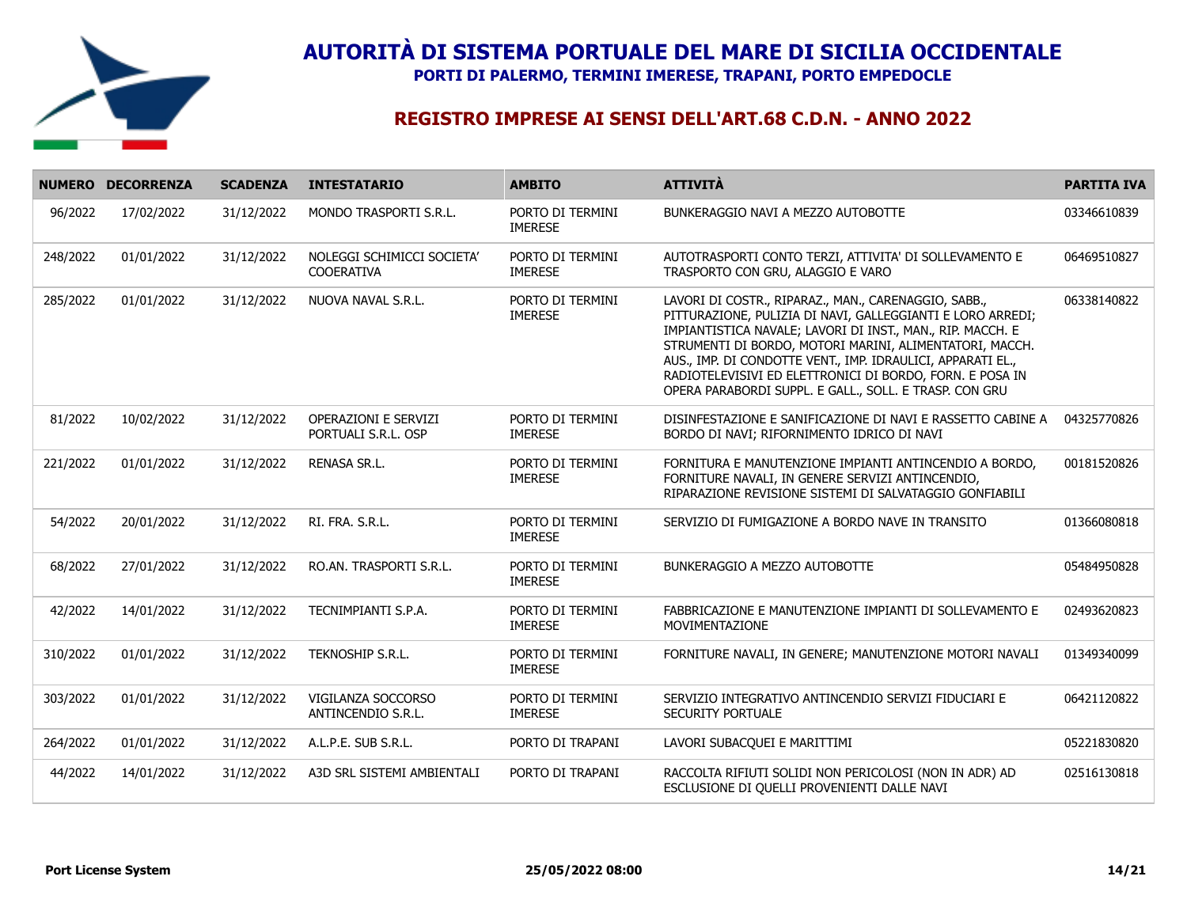# AUTORITÀ DI SISTEMA PORTUALE DEL MARE DI SICILIA OCCIDENTALE

**PORTI DI PALERMO, TERMINI IMERESE, TRAPANI, PORTO EMPEDOCLE**

## REGISTRO IMPRESE AI SENSI DELL'ART.68 C.D.N. - ANNO 2022

| NUMERO | DECORRENZA | SCADENZA | INTESTATARIO | AMBITO | ATTIVITÀ | PARTITA IVA |
|---|---|---|---|---|---|---|
| 96/2022 | 17/02/2022 | 31/12/2022 | MONDO TRASPORTI S.R.L. | PORTO DI TERMINI IMERESE | BUNKERAGGIO NAVI A MEZZO AUTOBOTTE | 03346610839 |
| 248/2022 | 01/01/2022 | 31/12/2022 | NOLEGGI SCHIMICCI SOCIETA' COOERATIVA | PORTO DI TERMINI IMERESE | AUTOTRASPORTI CONTO TERZI, ATTIVITA' DI SOLLEVAMENTO E TRASPORTO CON GRU, ALAGGIO E VARO | 06469510827 |
| 285/2022 | 01/01/2022 | 31/12/2022 | NUOVA NAVAL S.R.L. | PORTO DI TERMINI IMERESE | LAVORI DI COSTR., RIPARAZ., MAN., CARENAGGIO, SABB., PITTURAZIONE, PULIZIA DI NAVI, GALLEGGIANTI E LORO ARREDI; IMPIANTISTICA NAVALE; LAVORI DI INST., MAN., RIP. MACCH. E STRUMENTI DI BORDO, MOTORI MARINI, ALIMENTATORI, MACCH. AUS., IMP. DI CONDOTTE VENT., IMP. IDRAULICI, APPARATI EL., RADIOTELEVISIVI ED ELETTRONICI DI BORDO, FORN. E POSA IN OPERA PARABORDI SUPPL. E GALL., SOLL. E TRASP. CON GRU | 06338140822 |
| 81/2022 | 10/02/2022 | 31/12/2022 | OPERAZIONI E SERVIZI PORTUALI S.R.L. OSP | PORTO DI TERMINI IMERESE | DISINFESTAZIONE E SANIFICAZIONE DI NAVI E RASSETTO CABINE A BORDO DI NAVI; RIFORNIMENTO IDRICO DI NAVI | 04325770826 |
| 221/2022 | 01/01/2022 | 31/12/2022 | RENASA SR.L. | PORTO DI TERMINI IMERESE | FORNITURA E MANUTENZIONE IMPIANTI ANTINCENDIO A BORDO, FORNITURE NAVALI, IN GENERE SERVIZI ANTINCENDIO, RIPARAZIONE REVISIONE SISTEMI DI SALVATAGGIO GONFIABILI | 00181520826 |
| 54/2022 | 20/01/2022 | 31/12/2022 | RI. FRA. S.R.L. | PORTO DI TERMINI IMERESE | SERVIZIO DI FUMIGAZIONE A BORDO NAVE IN TRANSITO | 01366080818 |
| 68/2022 | 27/01/2022 | 31/12/2022 | RO.AN. TRASPORTI S.R.L. | PORTO DI TERMINI IMERESE | BUNKERAGGIO A MEZZO AUTOBOTTE | 05484950828 |
| 42/2022 | 14/01/2022 | 31/12/2022 | TECNIMPIANTI S.P.A. | PORTO DI TERMINI IMERESE | FABBRICAZIONE E MANUTENZIONE IMPIANTI DI SOLLEVAMENTO E MOVIMENTAZIONE | 02493620823 |
| 310/2022 | 01/01/2022 | 31/12/2022 | TEKNOSHIP S.R.L. | PORTO DI TERMINI IMERESE | FORNITURE NAVALI, IN GENERE; MANUTENZIONE MOTORI NAVALI | 01349340099 |
| 303/2022 | 01/01/2022 | 31/12/2022 | VIGILANZA SOCCORSO ANTINCENDIO S.R.L. | PORTO DI TERMINI IMERESE | SERVIZIO INTEGRATIVO ANTINCENDIO SERVIZI FIDUCIARI E SECURITY PORTUALE | 06421120822 |
| 264/2022 | 01/01/2022 | 31/12/2022 | A.L.P.E. SUB S.R.L. | PORTO DI TRAPANI | LAVORI SUBACQUEI E MARITTIMI | 05221830820 |
| 44/2022 | 14/01/2022 | 31/12/2022 | A3D SRL SISTEMI AMBIENTALI | PORTO DI TRAPANI | RACCOLTA RIFIUTI SOLIDI NON PERICOLOSI (NON IN ADR) AD ESCLUSIONE DI QUELLI PROVENIENTI DALLE NAVI | 02516130818 |

**Port License System** **25/05/2022 08:00**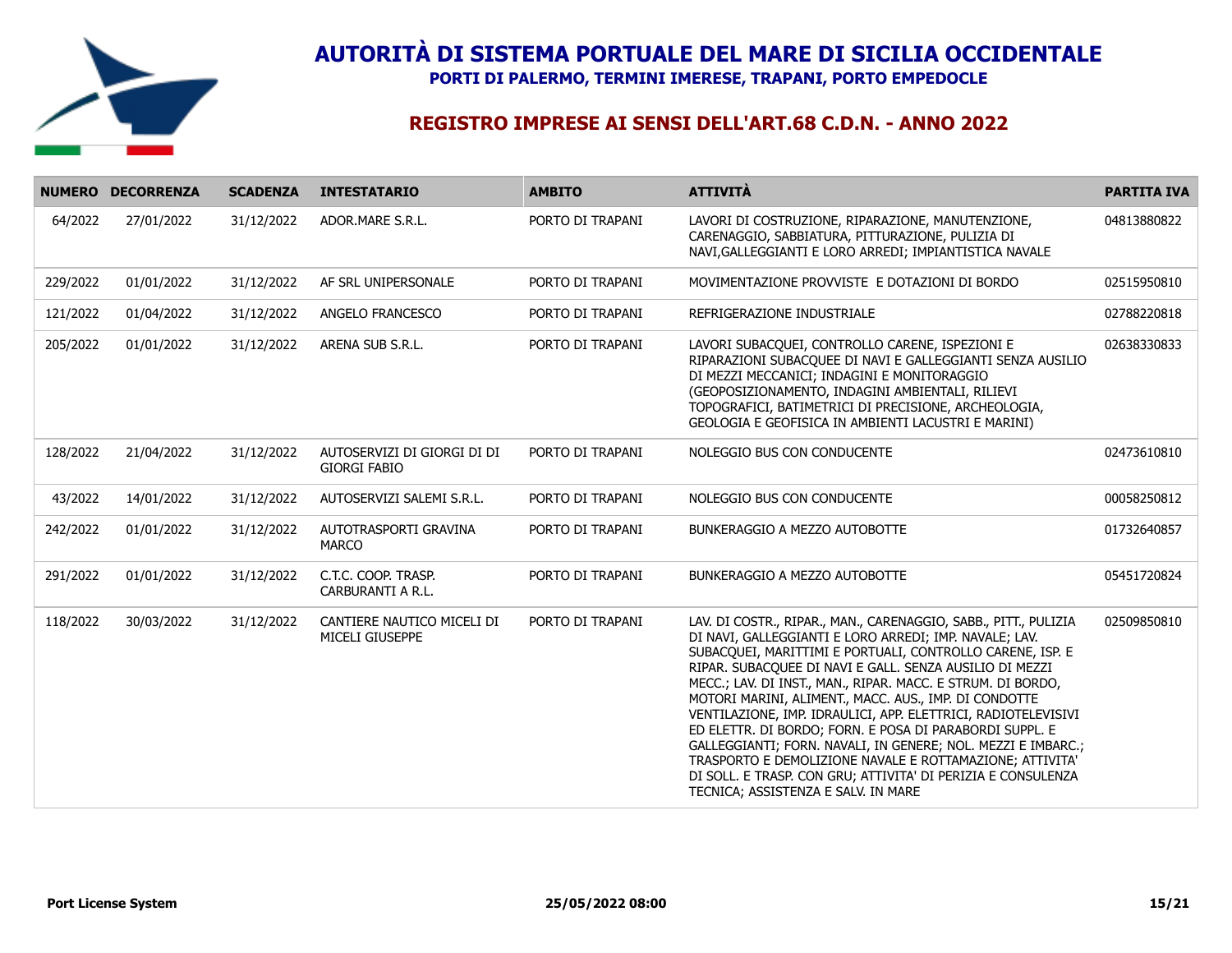# AUTORITÀ DI SISTEMA PORTUALE DEL MARE DI SICILIA OCCIDENTALE

**PORTI DI PALERMO, TERMINI IMERESE, TRAPANI, PORTO EMPEDOCLE**

## REGISTRO IMPRESE AI SENSI DELL'ART.68 C.D.N. - ANNO 2022

| NUMERO | DECORRENZA | SCADENZA | INTESTATARIO | AMBITO | ATTIVITÀ | PARTITA IVA |
|---|---|---|---|---|---|---|
| 64/2022 | 27/01/2022 | 31/12/2022 | ADOR.MARE S.R.L. | PORTO DI TRAPANI | LAVORI DI COSTRUZIONE, RIPARAZIONE, MANUTENZIONE, CARENAGGIO, SABBIATURA, PITTURAZIONE, PULIZIA DI NAVI,GALLEGGIANTI E LORO ARREDI; IMPIANTISTICA NAVALE | 04813880822 |
| 229/2022 | 01/01/2022 | 31/12/2022 | AF SRL UNIPERSONALE | PORTO DI TRAPANI | MOVIMENTAZIONE PROVVISTE E DOTAZIONI DI BORDO | 02515950810 |
| 121/2022 | 01/04/2022 | 31/12/2022 | ANGELO FRANCESCO | PORTO DI TRAPANI | REFRIGERAZIONE INDUSTRIALE | 02788220818 |
| 205/2022 | 01/01/2022 | 31/12/2022 | ARENA SUB S.R.L. | PORTO DI TRAPANI | LAVORI SUBACQUEI, CONTROLLO CARENE, ISPEZIONI E RIPARAZIONI SUBACQUEE DI NAVI E GALLEGGIANTI SENZA AUSILIO DI MEZZI MECCANICI; INDAGINI E MONITORAGGIO (GEOPOSIZIONAMENTO, INDAGINI AMBIENTALI, RILIEVI TOPOGRAFICI, BATIMETRICI DI PRECISIONE, ARCHEOLOGIA, GEOLOGIA E GEOFISICA IN AMBIENTI LACUSTRI E MARINI) | 02638330833 |
| 128/2022 | 21/04/2022 | 31/12/2022 | AUTOSERVIZI DI GIORGI DI DI GIORGI FABIO | PORTO DI TRAPANI | NOLEGGIO BUS CON CONDUCENTE | 02473610810 |
| 43/2022 | 14/01/2022 | 31/12/2022 | AUTOSERVIZI SALEMI S.R.L. | PORTO DI TRAPANI | NOLEGGIO BUS CON CONDUCENTE | 00058250812 |
| 242/2022 | 01/01/2022 | 31/12/2022 | AUTOTRASPORTI GRAVINA MARCO | PORTO DI TRAPANI | BUNKERAGGIO A MEZZO AUTOBOTTE | 01732640857 |
| 291/2022 | 01/01/2022 | 31/12/2022 | C.T.C. COOP. TRASP. CARBURANTI A R.L. | PORTO DI TRAPANI | BUNKERAGGIO A MEZZO AUTOBOTTE | 05451720824 |
| 118/2022 | 30/03/2022 | 31/12/2022 | CANTIERE NAUTICO MICELI DI MICELI GIUSEPPE | PORTO DI TRAPANI | LAV. DI COSTR., RIPAR., MAN., CARENAGGIO, SABB., PITT., PULIZIA DI NAVI, GALLEGGIANTI E LORO ARREDI; IMP. NAVALE; LAV. SUBACQUEI, MARITTIMI E PORTUALI, CONTROLLO CARENE, ISP. E RIPAR. SUBACQUEE DI NAVI E GALL. SENZA AUSILIO DI MEZZI MECC.; LAV. DI INST., MAN., RIPAR. MACC. E STRUM. DI BORDO, MOTORI MARINI, ALIMENT., MACC. AUS., IMP. DI CONDOTTE VENTILAZIONE, IMP. IDRAULICI, APP. ELETTRICI, RADIOTELEVISIVI ED ELETTR. DI BORDO; FORN. E POSA DI PARABORDI SUPPL. E GALLEGGIANTI; FORN. NAVALI, IN GENERE; NOL. MEZZI E IMBARC.; TRASPORTO E DEMOLIZIONE NAVALE E ROTTAMAZIONE; ATTIVITA' DI SOLL. E TRASP. CON GRU; ATTIVITA' DI PERIZIA E CONSULENZA TECNICA; ASSISTENZA E SALV. IN MARE | 02509850810 |

**Port License System** **25/05/2022 08:00**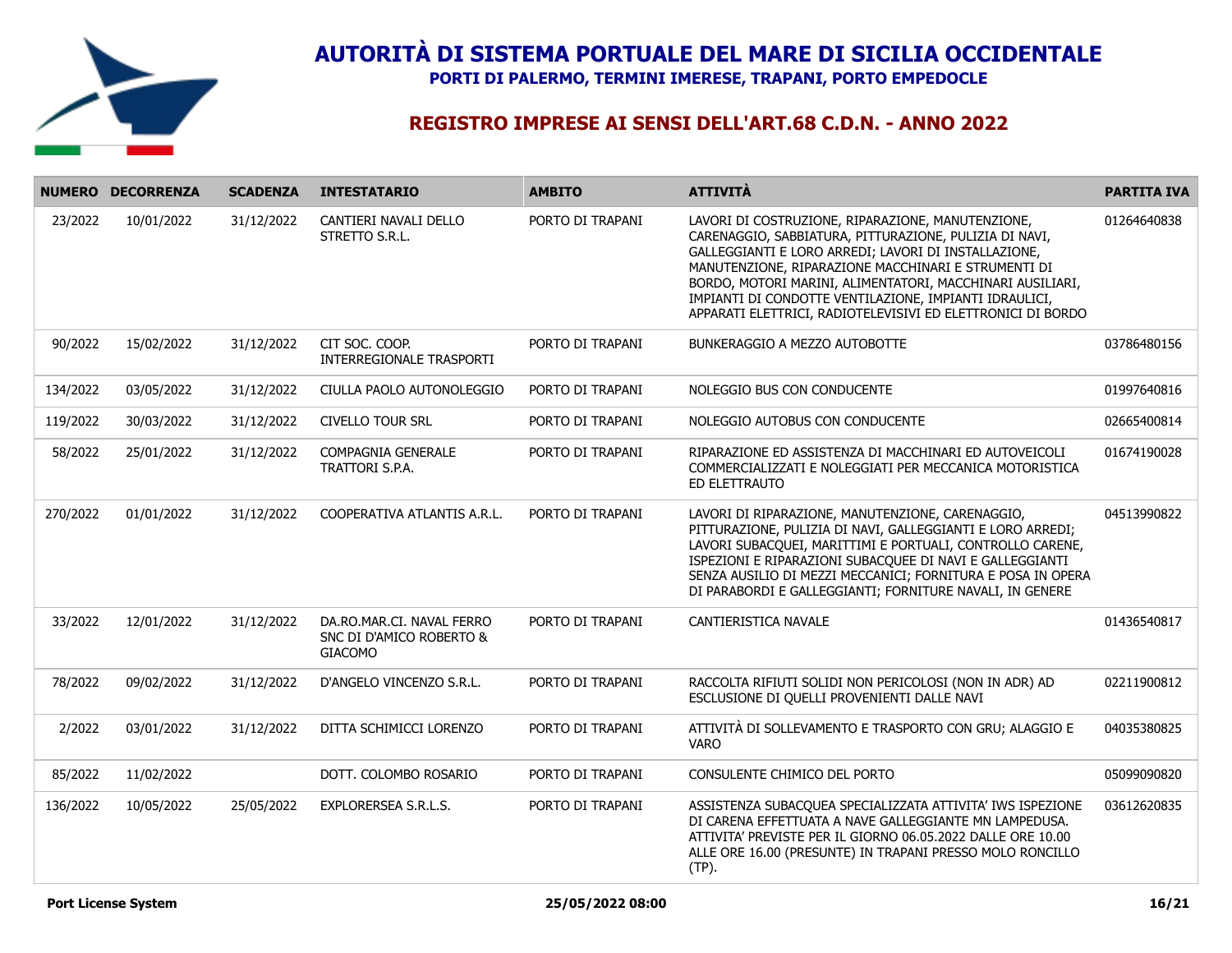# AUTORITÀ DI SISTEMA PORTUALE DEL MARE DI SICILIA OCCIDENTALE

**PORTI DI PALERMO, TERMINI IMERESE, TRAPANI, PORTO EMPEDOCLE**

## REGISTRO IMPRESE AI SENSI DELL'ART.68 C.D.N. - ANNO 2022

| NUMERO | DECORRENZA | SCADENZA | INTESTATARIO | AMBITO | ATTIVITÀ | PARTITA IVA |
|---|---|---|---|---|---|---|
| 23/2022 | 10/01/2022 | 31/12/2022 | CANTIERI NAVALI DELLO STRETTO S.R.L. | PORTO DI TRAPANI | LAVORI DI COSTRUZIONE, RIPARAZIONE, MANUTENZIONE, CARENAGGIO, SABBIATURA, PITTURAZIONE, PULIZIA DI NAVI, GALLEGGIANTI E LORO ARREDI; LAVORI DI INSTALLAZIONE, MANUTENZIONE, RIPARAZIONE MACCHINARI E STRUMENTI DI BORDO, MOTORI MARINI, ALIMENTATORI, MACCHINARI AUSILIARI, IMPIANTI DI CONDOTTE VENTILAZIONE, IMPIANTI IDRAULICI, APPARATI ELETTRICI, RADIOTELEVISIVI ED ELETTRONICI DI BORDO | 01264640838 |
| 90/2022 | 15/02/2022 | 31/12/2022 | CIT SOC. COOP. INTERREGIONALE TRASPORTI | PORTO DI TRAPANI | BUNKERAGGIO A MEZZO AUTOBOTTE | 03786480156 |
| 134/2022 | 03/05/2022 | 31/12/2022 | CIULLA PAOLO AUTONOLEGGIO | PORTO DI TRAPANI | NOLEGGIO BUS CON CONDUCENTE | 01997640816 |
| 119/2022 | 30/03/2022 | 31/12/2022 | CIVELLO TOUR SRL | PORTO DI TRAPANI | NOLEGGIO AUTOBUS CON CONDUCENTE | 02665400814 |
| 58/2022 | 25/01/2022 | 31/12/2022 | COMPAGNIA GENERALE TRATTORI S.P.A. | PORTO DI TRAPANI | RIPARAZIONE ED ASSISTENZA DI MACCHINARI ED AUTOVEICOLI COMMERCIALIZZATI E NOLEGGIATI PER MECCANICA MOTORISTICA ED ELETTRAUTO | 01674190028 |
| 270/2022 | 01/01/2022 | 31/12/2022 | COOPERATIVA ATLANTIS A.R.L. | PORTO DI TRAPANI | LAVORI DI RIPARAZIONE, MANUTENZIONE, CARENAGGIO, PITTURAZIONE, PULIZIA DI NAVI, GALLEGGIANTI E LORO ARREDI; LAVORI SUBACQUEI, MARITTIMI E PORTUALI, CONTROLLO CARENE, ISPEZIONI E RIPARAZIONI SUBACQUEE DI NAVI E GALLEGGIANTI SENZA AUSILIO DI MEZZI MECCANICI; FORNITURA E POSA IN OPERA DI PARABORDI E GALLEGGIANTI; FORNITURE NAVALI, IN GENERE | 04513990822 |
| 33/2022 | 12/01/2022 | 31/12/2022 | DA.RO.MAR.CI. NAVAL FERRO SNC DI D'AMICO ROBERTO & GIACOMO | PORTO DI TRAPANI | CANTIERISTICA NAVALE | 01436540817 |
| 78/2022 | 09/02/2022 | 31/12/2022 | D'ANGELO VINCENZO S.R.L. | PORTO DI TRAPANI | RACCOLTA RIFIUTI SOLIDI NON PERICOLOSI (NON IN ADR) AD ESCLUSIONE DI QUELLI PROVENIENTI DALLE NAVI | 02211900812 |
| 2/2022 | 03/01/2022 | 31/12/2022 | DITTA SCHIMICCI LORENZO | PORTO DI TRAPANI | ATTIVITÀ DI SOLLEVAMENTO E TRASPORTO CON GRU; ALAGGIO E VARO | 04035380825 |
| 85/2022 | 11/02/2022 | | DOTT. COLOMBO ROSARIO | PORTO DI TRAPANI | CONSULENTE CHIMICO DEL PORTO | 05099090820 |
| 136/2022 | 10/05/2022 | 25/05/2022 | EXPLORERSEA S.R.L.S. | PORTO DI TRAPANI | ASSISTENZA SUBACQUEA SPECIALIZZATA ATTIVITA' IWS ISPEZIONE DI CARENA EFFETTUATA A NAVE GALLEGGIANTE MN LAMPEDUSA. ATTIVITA' PREVISTE PER IL GIORNO 06.05.2022 DALLE ORE 10.00 ALLE ORE 16.00 (PRESUNTE) IN TRAPANI PRESSO MOLO RONCILLO (TP). | 03612620835 |

**Port License System** **25/05/2022 08:00**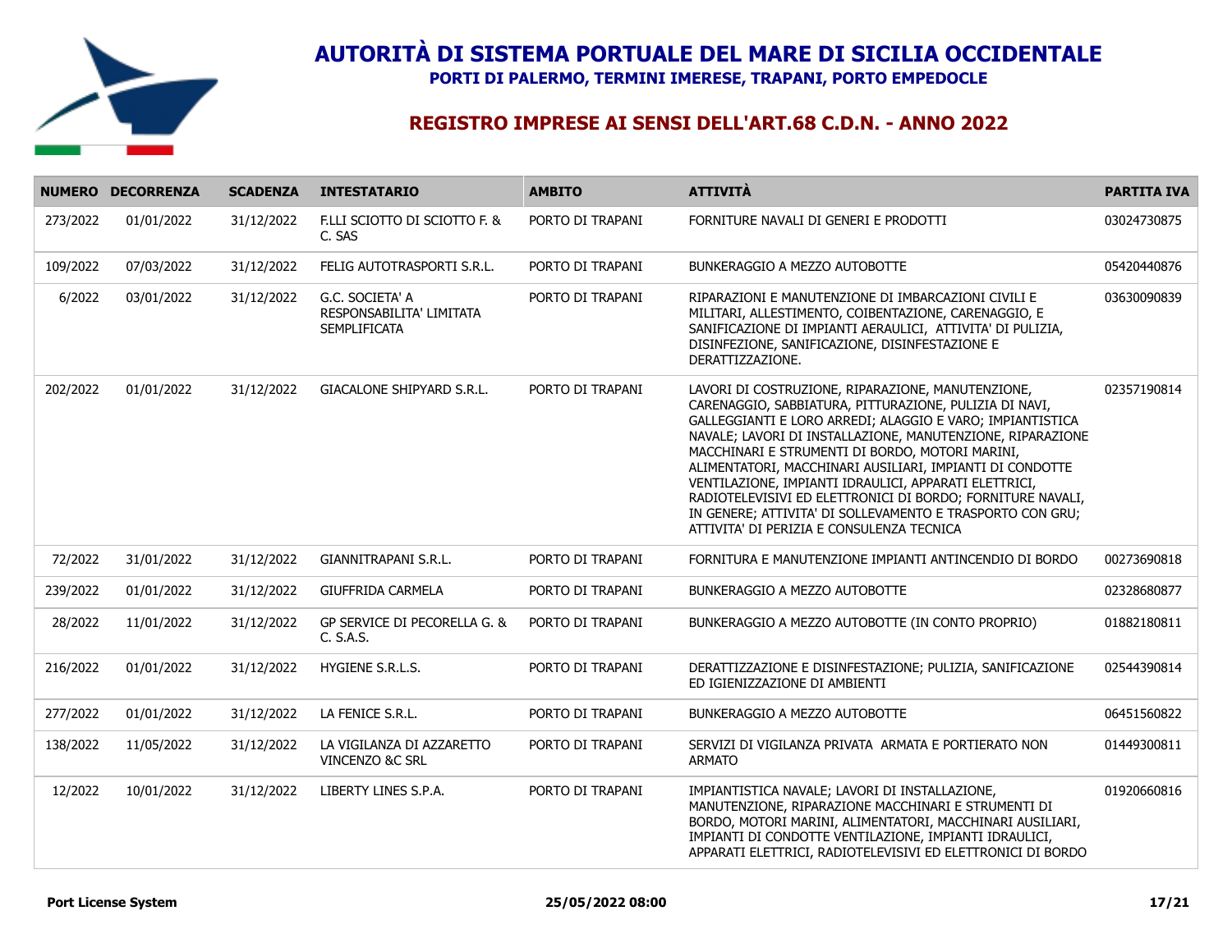# AUTORITÀ DI SISTEMA PORTUALE DEL MARE DI SICILIA OCCIDENTALE

**PORTI DI PALERMO, TERMINI IMERESE, TRAPANI, PORTO EMPEDOCLE**

## REGISTRO IMPRESE AI SENSI DELL'ART.68 C.D.N. - ANNO 2022

| NUMERO | DECORRENZA | SCADENZA | INTESTATARIO | AMBITO | ATTIVITÀ | PARTITA IVA |
|---|---|---|---|---|---|---|
| 273/2022 | 01/01/2022 | 31/12/2022 | F.LLI SCIOTTO DI SCIOTTO F. & C. SAS | PORTO DI TRAPANI | FORNITURE NAVALI DI GENERI E PRODOTTI | 03024730875 |
| 109/2022 | 07/03/2022 | 31/12/2022 | FELIG AUTOTRASPORTI S.R.L. | PORTO DI TRAPANI | BUNKERAGGIO A MEZZO AUTOBOTTE | 05420440876 |
| 6/2022 | 03/01/2022 | 31/12/2022 | G.C. SOCIETA' A RESPONSABILITA' LIMITATA SEMPLIFICATA | PORTO DI TRAPANI | RIPARAZIONI E MANUTENZIONE DI IMBARCAZIONI CIVILI E MILITARI, ALLESTIMENTO, COIBENTAZIONE, CARENAGGIO, E SANIFICAZIONE DI IMPIANTI AERAULICI, ATTIVITA' DI PULIZIA, DISINFEZIONE, SANIFICAZIONE, DISINFESTAZIONE E DERATTIZZAZIONE. | 03630090839 |
| 202/2022 | 01/01/2022 | 31/12/2022 | GIACALONE SHIPYARD S.R.L. | PORTO DI TRAPANI | LAVORI DI COSTRUZIONE, RIPARAZIONE, MANUTENZIONE, CARENAGGIO, SABBIATURA, PITTURAZIONE, PULIZIA DI NAVI, GALLEGGIANTI E LORO ARREDI; ALAGGIO E VARO; IMPIANTISTICA NAVALE; LAVORI DI INSTALLAZIONE, MANUTENZIONE, RIPARAZIONE MACCHINARI E STRUMENTI DI BORDO, MOTORI MARINI, ALIMENTATORI, MACCHINARI AUSILIARI, IMPIANTI DI CONDOTTE VENTILAZIONE, IMPIANTI IDRAULICI, APPARATI ELETTRICI, RADIOTELEVISIVI ED ELETTRONICI DI BORDO; FORNITURE NAVALI, IN GENERE; ATTIVITA' DI SOLLEVAMENTO E TRASPORTO CON GRU; ATTIVITA' DI PERIZIA E CONSULENZA TECNICA | 02357190814 |
| 72/2022 | 31/01/2022 | 31/12/2022 | GIANNITRAPANI S.R.L. | PORTO DI TRAPANI | FORNITURA E MANUTENZIONE IMPIANTI ANTINCENDIO DI BORDO | 00273690818 |
| 239/2022 | 01/01/2022 | 31/12/2022 | GIUFFRIDA CARMELA | PORTO DI TRAPANI | BUNKERAGGIO A MEZZO AUTOBOTTE | 02328680877 |
| 28/2022 | 11/01/2022 | 31/12/2022 | GP SERVICE DI PECORELLA G. & C. S.A.S. | PORTO DI TRAPANI | BUNKERAGGIO A MEZZO AUTOBOTTE (IN CONTO PROPRIO) | 01882180811 |
| 216/2022 | 01/01/2022 | 31/12/2022 | HYGIENE S.R.L.S. | PORTO DI TRAPANI | DERATTIZZAZIONE E DISINFESTAZIONE; PULIZIA, SANIFICAZIONE ED IGIENIZZAZIONE DI AMBIENTI | 02544390814 |
| 277/2022 | 01/01/2022 | 31/12/2022 | LA FENICE S.R.L. | PORTO DI TRAPANI | BUNKERAGGIO A MEZZO AUTOBOTTE | 06451560822 |
| 138/2022 | 11/05/2022 | 31/12/2022 | LA VIGILANZA DI AZZARETTO VINCENZO &C SRL | PORTO DI TRAPANI | SERVIZI DI VIGILANZA PRIVATA ARMATA E PORTIERATO NON ARMATO | 01449300811 |
| 12/2022 | 10/01/2022 | 31/12/2022 | LIBERTY LINES S.P.A. | PORTO DI TRAPANI | IMPIANTISTICA NAVALE; LAVORI DI INSTALLAZIONE, MANUTENZIONE, RIPARAZIONE MACCHINARI E STRUMENTI DI BORDO, MOTORI MARINI, ALIMENTATORI, MACCHINARI AUSILIARI, IMPIANTI DI CONDOTTE VENTILAZIONE, IMPIANTI IDRAULICI, APPARATI ELETTRICI, RADIOTELEVISIVI ED ELETTRONICI DI BORDO | 01920660816 |

**Port License System** **25/05/2022 08:00**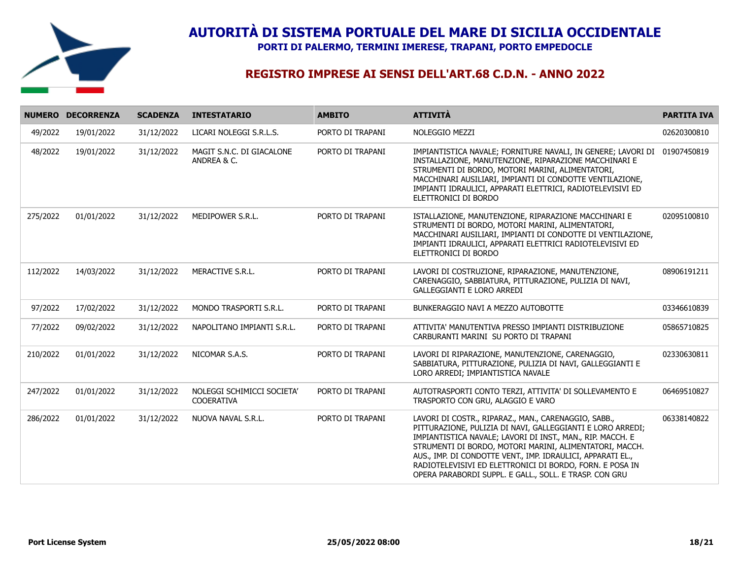# AUTORITÀ DI SISTEMA PORTUALE DEL MARE DI SICILIA OCCIDENTALE

**PORTI DI PALERMO, TERMINI IMERESE, TRAPANI, PORTO EMPEDOCLE**

## REGISTRO IMPRESE AI SENSI DELL'ART.68 C.D.N. - ANNO 2022

| NUMERO | DECORRENZA | SCADENZA | INTESTATARIO | AMBITO | ATTIVITÀ | PARTITA IVA |
|---|---|---|---|---|---|---|
| 49/2022 | 19/01/2022 | 31/12/2022 | LICARI NOLEGGI S.R.L.S. | PORTO DI TRAPANI | NOLEGGIO MEZZI | 02620300810 |
| 48/2022 | 19/01/2022 | 31/12/2022 | MAGIT S.N.C. DI GIACALONE ANDREA & C. | PORTO DI TRAPANI | IMPIANTISTICA NAVALE; FORNITURE NAVALI, IN GENERE; LAVORI DI INSTALLAZIONE, MANUTENZIONE, RIPARAZIONE MACCHINARI E STRUMENTI DI BORDO, MOTORI MARINI, ALIMENTATORI, MACCHINARI AUSILIARI, IMPIANTI DI CONDOTTE VENTILAZIONE, IMPIANTI IDRAULICI, APPARATI ELETTRICI, RADIOTELEVISIVI ED ELETTRONICI DI BORDO | 01907450819 |
| 275/2022 | 01/01/2022 | 31/12/2022 | MEDIPOWER S.R.L. | PORTO DI TRAPANI | ISTALLAZIONE, MANUTENZIONE, RIPARAZIONE MACCHINARI E STRUMENTI DI BORDO, MOTORI MARINI, ALIMENTATORI, MACCHINARI AUSILIARI, IMPIANTI DI CONDOTTE DI VENTILAZIONE, IMPIANTI IDRAULICI, APPARATI ELETTRICI RADIOTELEVISIVI ED ELETTRONICI DI BORDO | 02095100810 |
| 112/2022 | 14/03/2022 | 31/12/2022 | MERACTIVE S.R.L. | PORTO DI TRAPANI | LAVORI DI COSTRUZIONE, RIPARAZIONE, MANUTENZIONE, CARENAGGIO, SABBIATURA, PITTURAZIONE, PULIZIA DI NAVI, GALLEGGIANTI E LORO ARREDI | 08906191211 |
| 97/2022 | 17/02/2022 | 31/12/2022 | MONDO TRASPORTI S.R.L. | PORTO DI TRAPANI | BUNKERAGGIO NAVI A MEZZO AUTOBOTTE | 03346610839 |
| 77/2022 | 09/02/2022 | 31/12/2022 | NAPOLITANO IMPIANTI S.R.L. | PORTO DI TRAPANI | ATTIVITA' MANUTENTIVA PRESSO IMPIANTI DISTRIBUZIONE CARBURANTI MARINI SU PORTO DI TRAPANI | 05865710825 |
| 210/2022 | 01/01/2022 | 31/12/2022 | NICOMAR S.A.S. | PORTO DI TRAPANI | LAVORI DI RIPARAZIONE, MANUTENZIONE, CARENAGGIO, SABBIATURA, PITTURAZIONE, PULIZIA DI NAVI, GALLEGGIANTI E LORO ARREDI; IMPIANTISTICA NAVALE | 02330630811 |
| 247/2022 | 01/01/2022 | 31/12/2022 | NOLEGGI SCHIMICCI SOCIETA' COOERATIVA | PORTO DI TRAPANI | AUTOTRASPORTI CONTO TERZI, ATTIVITA' DI SOLLEVAMENTO E TRASPORTO CON GRU, ALAGGIO E VARO | 06469510827 |
| 286/2022 | 01/01/2022 | 31/12/2022 | NUOVA NAVAL S.R.L. | PORTO DI TRAPANI | LAVORI DI COSTR., RIPARAZ., MAN., CARENAGGIO, SABB., PITTURAZIONE, PULIZIA DI NAVI, GALLEGGIANTI E LORO ARREDI; IMPIANTISTICA NAVALE; LAVORI DI INST., MAN., RIP. MACCH. E STRUMENTI DI BORDO, MOTORI MARINI, ALIMENTATORI, MACCH. AUS., IMP. DI CONDOTTE VENT., IMP. IDRAULICI, APPARATI EL., RADIOTELEVISIVI ED ELETTRONICI DI BORDO, FORN. E POSA IN OPERA PARABORDI SUPPL. E GALL., SOLL. E TRASP. CON GRU | 06338140822 |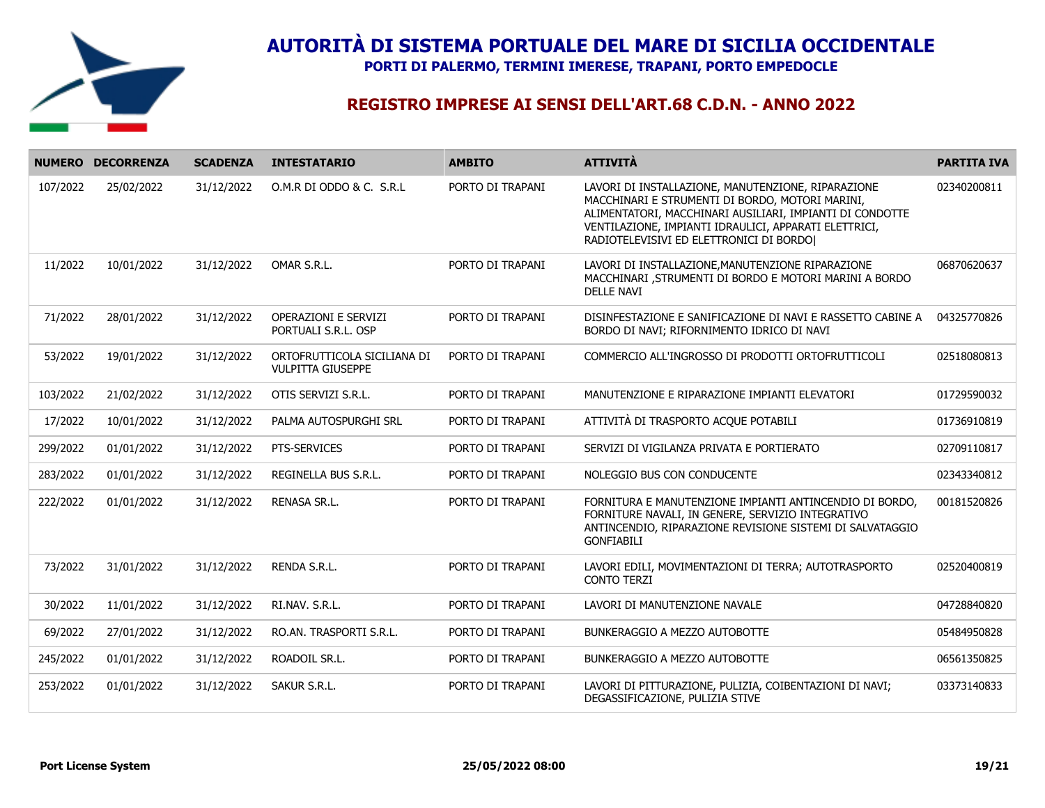# AUTORITÀ DI SISTEMA PORTUALE DEL MARE DI SICILIA OCCIDENTALE

**PORTI DI PALERMO, TERMINI IMERESE, TRAPANI, PORTO EMPEDOCLE**

## REGISTRO IMPRESE AI SENSI DELL'ART.68 C.D.N. - ANNO 2022

| NUMERO | DECORRENZA | SCADENZA | INTESTATARIO | AMBITO | ATTIVITÀ | PARTITA IVA |
|---|---|---|---|---|---|---|
| 107/2022 | 25/02/2022 | 31/12/2022 | O.M.R DI ODDO & C. S.R.L | PORTO DI TRAPANI | LAVORI DI INSTALLAZIONE, MANUTENZIONE, RIPARAZIONE MACCHINARI E STRUMENTI DI BORDO, MOTORI MARINI, ALIMENTATORI, MACCHINARI AUSILIARI, IMPIANTI DI CONDOTTE VENTILAZIONE, IMPIANTI IDRAULICI, APPARATI ELETTRICI, RADIOTELEVISIVI ED ELETTRONICI DI BORDO\| | 02340200811 |
| 11/2022 | 10/01/2022 | 31/12/2022 | OMAR S.R.L. | PORTO DI TRAPANI | LAVORI DI INSTALLAZIONE,MANUTENZIONE RIPARAZIONE MACCHINARI ,STRUMENTI DI BORDO E MOTORI MARINI A BORDO DELLE NAVI | 06870620637 |
| 71/2022 | 28/01/2022 | 31/12/2022 | OPERAZIONI E SERVIZI PORTUALI S.R.L. OSP | PORTO DI TRAPANI | DISINFESTAZIONE E SANIFICAZIONE DI NAVI E RASSETTO CABINE A BORDO DI NAVI; RIFORNIMENTO IDRICO DI NAVI | 04325770826 |
| 53/2022 | 19/01/2022 | 31/12/2022 | ORTOFRUTTICOLA SICILIANA DI VULPITTA GIUSEPPE | PORTO DI TRAPANI | COMMERCIO ALL'INGROSSO DI PRODOTTI ORTOFRUTTICOLI | 02518080813 |
| 103/2022 | 21/02/2022 | 31/12/2022 | OTIS SERVIZI S.R.L. | PORTO DI TRAPANI | MANUTENZIONE E RIPARAZIONE IMPIANTI ELEVATORI | 01729590032 |
| 17/2022 | 10/01/2022 | 31/12/2022 | PALMA AUTOSPURGHI SRL | PORTO DI TRAPANI | ATTIVITÀ DI TRASPORTO ACQUE POTABILI | 01736910819 |
| 299/2022 | 01/01/2022 | 31/12/2022 | PTS-SERVICES | PORTO DI TRAPANI | SERVIZI DI VIGILANZA PRIVATA E PORTIERATO | 02709110817 |
| 283/2022 | 01/01/2022 | 31/12/2022 | REGINELLA BUS S.R.L. | PORTO DI TRAPANI | NOLEGGIO BUS CON CONDUCENTE | 02343340812 |
| 222/2022 | 01/01/2022 | 31/12/2022 | RENASA SR.L. | PORTO DI TRAPANI | FORNITURA E MANUTENZIONE IMPIANTI ANTINCENDIO DI BORDO, FORNITURE NAVALI, IN GENERE, SERVIZIO INTEGRATIVO ANTINCENDIO, RIPARAZIONE REVISIONE SISTEMI DI SALVATAGGIO GONFIABILI | 00181520826 |
| 73/2022 | 31/01/2022 | 31/12/2022 | RENDA S.R.L. | PORTO DI TRAPANI | LAVORI EDILI, MOVIMENTAZIONI DI TERRA; AUTOTRASPORTO CONTO TERZI | 02520400819 |
| 30/2022 | 11/01/2022 | 31/12/2022 | RI.NAV. S.R.L. | PORTO DI TRAPANI | LAVORI DI MANUTENZIONE NAVALE | 04728840820 |
| 69/2022 | 27/01/2022 | 31/12/2022 | RO.AN. TRASPORTI S.R.L. | PORTO DI TRAPANI | BUNKERAGGIO A MEZZO AUTOBOTTE | 05484950828 |
| 245/2022 | 01/01/2022 | 31/12/2022 | ROADOIL SR.L. | PORTO DI TRAPANI | BUNKERAGGIO A MEZZO AUTOBOTTE | 06561350825 |
| 253/2022 | 01/01/2022 | 31/12/2022 | SAKUR S.R.L. | PORTO DI TRAPANI | LAVORI DI PITTURAZIONE, PULIZIA, COIBENTAZIONI DI NAVI; DEGASSIFICAZIONE, PULIZIA STIVE | 03373140833 |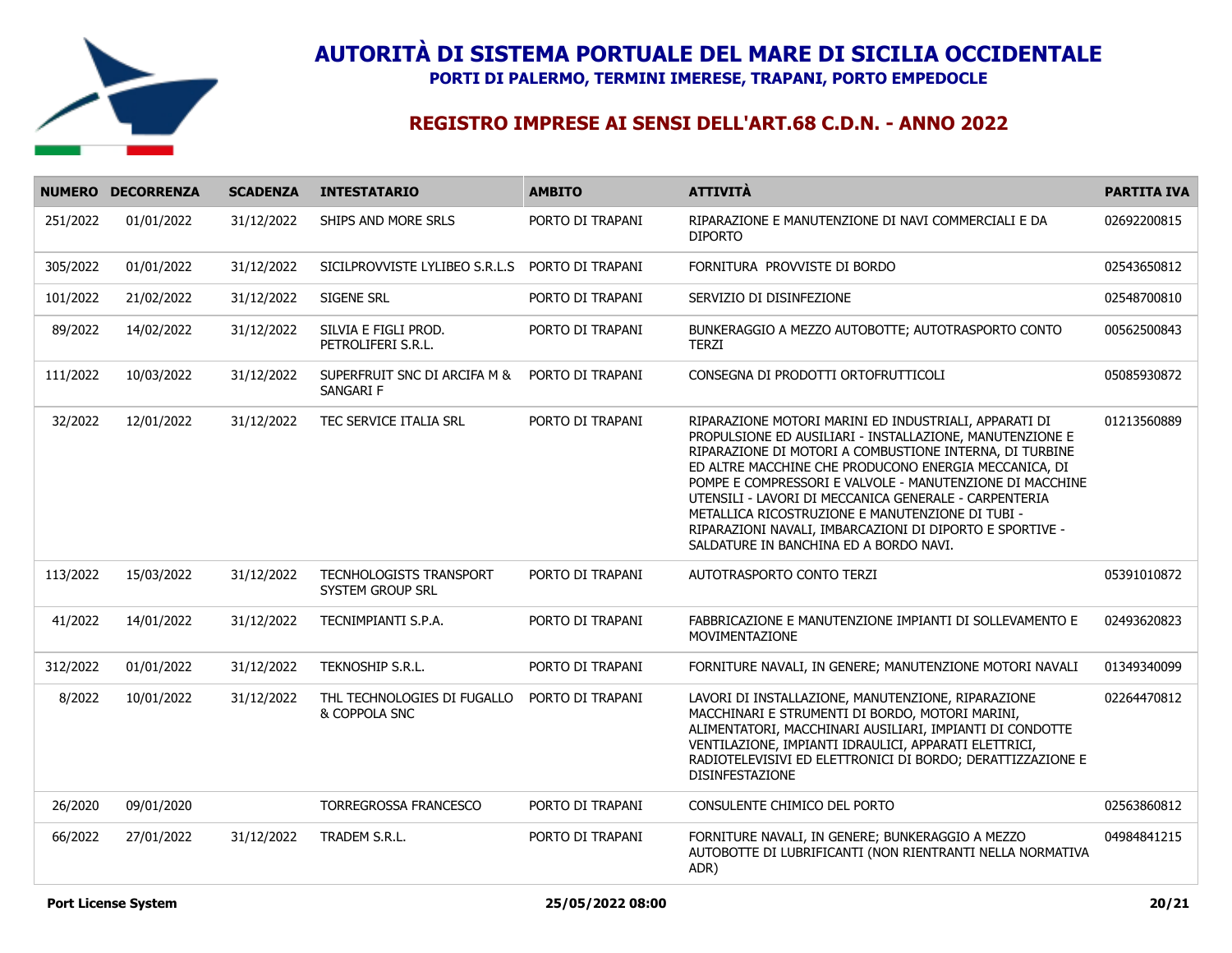# AUTORITÀ DI SISTEMA PORTUALE DEL MARE DI SICILIA OCCIDENTALE

**PORTI DI PALERMO, TERMINI IMERESE, TRAPANI, PORTO EMPEDOCLE**

## REGISTRO IMPRESE AI SENSI DELL'ART.68 C.D.N. - ANNO 2022

| NUMERO | DECORRENZA | SCADENZA | INTESTATARIO | AMBITO | ATTIVITÀ | PARTITA IVA |
|---|---|---|---|---|---|---|
| 251/2022 | 01/01/2022 | 31/12/2022 | SHIPS AND MORE SRLS | PORTO DI TRAPANI | RIPARAZIONE E MANUTENZIONE DI NAVI COMMERCIALI E DA DIPORTO | 02692200815 |
| 305/2022 | 01/01/2022 | 31/12/2022 | SICILPROVVISTE LYLIBEO S.R.L.S | PORTO DI TRAPANI | FORNITURA PROVVISTE DI BORDO | 02543650812 |
| 101/2022 | 21/02/2022 | 31/12/2022 | SIGENE SRL | PORTO DI TRAPANI | SERVIZIO DI DISINFEZIONE | 02548700810 |
| 89/2022 | 14/02/2022 | 31/12/2022 | SILVIA E FIGLI PROD. PETROLIFERI S.R.L. | PORTO DI TRAPANI | BUNKERAGGIO A MEZZO AUTOBOTTE; AUTOTRASPORTO CONTO TERZI | 00562500843 |
| 111/2022 | 10/03/2022 | 31/12/2022 | SUPERFRUIT SNC DI ARCIFA M & SANGARI F | PORTO DI TRAPANI | CONSEGNA DI PRODOTTI ORTOFRUTTICOLI | 05085930872 |
| 32/2022 | 12/01/2022 | 31/12/2022 | TEC SERVICE ITALIA SRL | PORTO DI TRAPANI | RIPARAZIONE MOTORI MARINI ED INDUSTRIALI, APPARATI DI PROPULSIONE ED AUSILIARI - INSTALLAZIONE, MANUTENZIONE E RIPARAZIONE DI MOTORI A COMBUSTIONE INTERNA, DI TURBINE ED ALTRE MACCHINE CHE PRODUCONO ENERGIA MECCANICA, DI POMPE E COMPRESSORI E VALVOLE - MANUTENZIONE DI MACCHINE UTENSILI - LAVORI DI MECCANICA GENERALE - CARPENTERIA METALLICA RICOSTRUZIONE E MANUTENZIONE DI TUBI - RIPARAZIONI NAVALI, IMBARCAZIONI DI DIPORTO E SPORTIVE - SALDATURE IN BANCHINA ED A BORDO NAVI. | 01213560889 |
| 113/2022 | 15/03/2022 | 31/12/2022 | TECNHOLOGISTS TRANSPORT SYSTEM GROUP SRL | PORTO DI TRAPANI | AUTOTRASPORTO CONTO TERZI | 05391010872 |
| 41/2022 | 14/01/2022 | 31/12/2022 | TECNIMPIANTI S.P.A. | PORTO DI TRAPANI | FABBRICAZIONE E MANUTENZIONE IMPIANTI DI SOLLEVAMENTO E MOVIMENTAZIONE | 02493620823 |
| 312/2022 | 01/01/2022 | 31/12/2022 | TEKNOSHIP S.R.L. | PORTO DI TRAPANI | FORNITURE NAVALI, IN GENERE; MANUTENZIONE MOTORI NAVALI | 01349340099 |
| 8/2022 | 10/01/2022 | 31/12/2022 | THL TECHNOLOGIES DI FUGALLO & COPPOLA SNC | PORTO DI TRAPANI | LAVORI DI INSTALLAZIONE, MANUTENZIONE, RIPARAZIONE MACCHINARI E STRUMENTI DI BORDO, MOTORI MARINI, ALIMENTATORI, MACCHINARI AUSILIARI, IMPIANTI DI CONDOTTE VENTILAZIONE, IMPIANTI IDRAULICI, APPARATI ELETTRICI, RADIOTELEVISIVI ED ELETTRONICI DI BORDO; DERATTIZZAZIONE E DISINFESTAZIONE | 02264470812 |
| 26/2020 | 09/01/2020 | | TORREGROSSA FRANCESCO | PORTO DI TRAPANI | CONSULENTE CHIMICO DEL PORTO | 02563860812 |
| 66/2022 | 27/01/2022 | 31/12/2022 | TRADEM S.R.L. | PORTO DI TRAPANI | FORNITURE NAVALI, IN GENERE; BUNKERAGGIO A MEZZO AUTOBOTTE DI LUBRIFICANTI (NON RIENTRANTI NELLA NORMATIVA ADR) | 04984841215 |

**Port License System** **25/05/2022 08:00**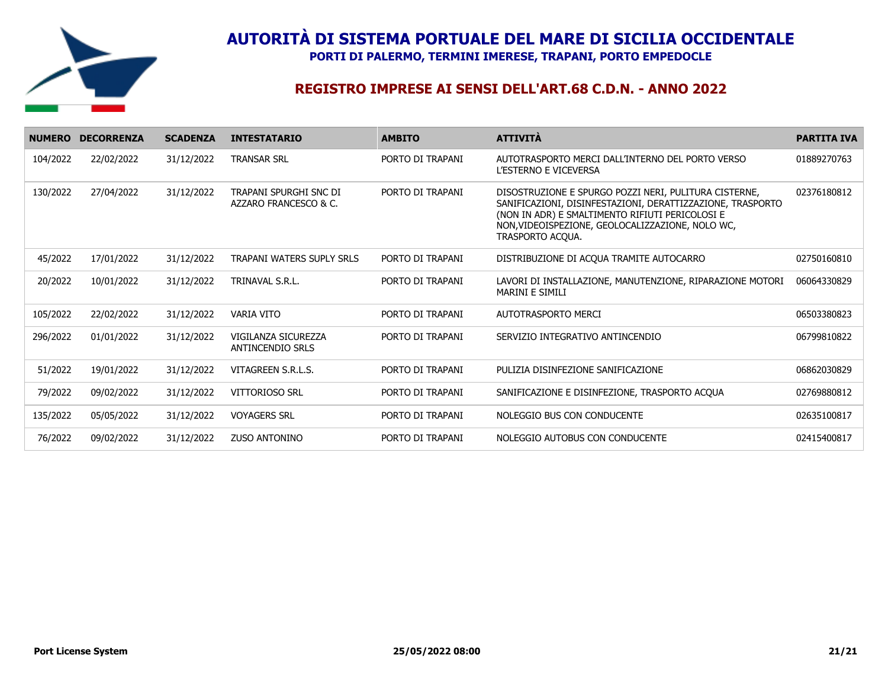# AUTORITÀ DI SISTEMA PORTUALE DEL MARE DI SICILIA OCCIDENTALE

**PORTI DI PALERMO, TERMINI IMERESE, TRAPANI, PORTO EMPEDOCLE**

## REGISTRO IMPRESE AI SENSI DELL'ART.68 C.D.N. - ANNO 2022

| NUMERO | DECORRENZA | SCADENZA | INTESTATARIO | AMBITO | ATTIVITÀ | PARTITA IVA |
|---|---|---|---|---|---|---|
| 104/2022 | 22/02/2022 | 31/12/2022 | TRANSAR SRL | PORTO DI TRAPANI | AUTOTRASPORTO MERCI DALL'INTERNO DEL PORTO VERSO L'ESTERNO E VICEVERSA | 01889270763 |
| 130/2022 | 27/04/2022 | 31/12/2022 | TRAPANI SPURGHI SNC DI AZZARO FRANCESCO & C. | PORTO DI TRAPANI | DISOSTRUZIONE E SPURGO POZZI NERI, PULITURA CISTERNE, SANIFICAZIONI, DISINFESTAZIONI, DERATTIZZAZIONE, TRASPORTO (NON IN ADR) E SMALTIMENTO RIFIUTI PERICOLOSI E NON,VIDEOISPEZIONE, GEOLOCALIZZAZIONE, NOLO WC, TRASPORTO ACQUA. | 02376180812 |
| 45/2022 | 17/01/2022 | 31/12/2022 | TRAPANI WATERS SUPLY SRLS | PORTO DI TRAPANI | DISTRIBUZIONE DI ACQUA TRAMITE AUTOCARRO | 02750160810 |
| 20/2022 | 10/01/2022 | 31/12/2022 | TRINAVAL S.R.L. | PORTO DI TRAPANI | LAVORI DI INSTALLAZIONE, MANUTENZIONE, RIPARAZIONE MOTORI MARINI E SIMILI | 06064330829 |
| 105/2022 | 22/02/2022 | 31/12/2022 | VARIA VITO | PORTO DI TRAPANI | AUTOTRASPORTO MERCI | 06503380823 |
| 296/2022 | 01/01/2022 | 31/12/2022 | VIGILANZA SICUREZZA ANTINCENDIO SRLS | PORTO DI TRAPANI | SERVIZIO INTEGRATIVO ANTINCENDIO | 06799810822 |
| 51/2022 | 19/01/2022 | 31/12/2022 | VITAGREEN S.R.L.S. | PORTO DI TRAPANI | PULIZIA DISINFEZIONE SANIFICAZIONE | 06862030829 |
| 79/2022 | 09/02/2022 | 31/12/2022 | VITTORIOSO SRL | PORTO DI TRAPANI | SANIFICAZIONE E DISINFEZIONE, TRASPORTO ACQUA | 02769880812 |
| 135/2022 | 05/05/2022 | 31/12/2022 | VOYAGERS SRL | PORTO DI TRAPANI | NOLEGGIO BUS CON CONDUCENTE | 02635100817 |
| 76/2022 | 09/02/2022 | 31/12/2022 | ZUSO ANTONINO | PORTO DI TRAPANI | NOLEGGIO AUTOBUS CON CONDUCENTE | 02415400817 |